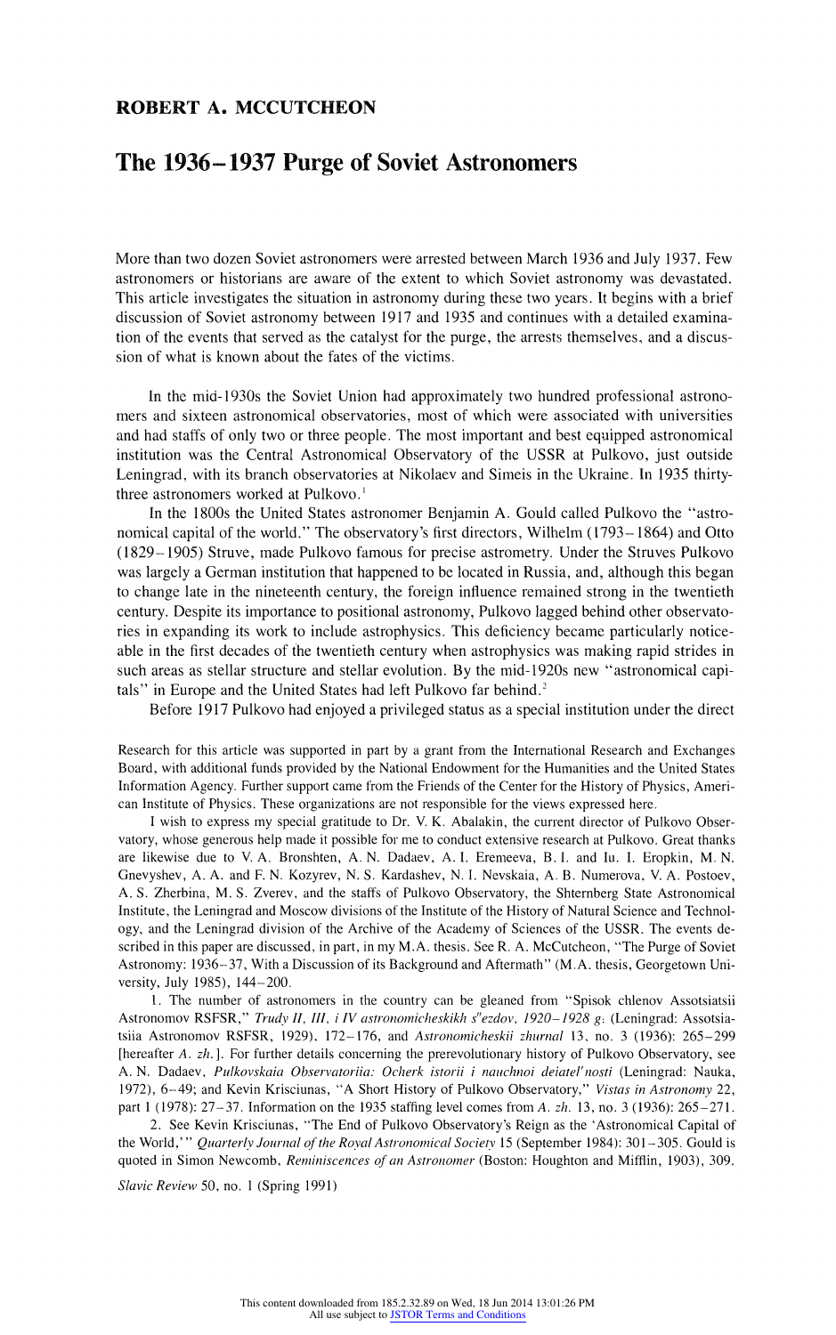## ROBERT A. MCCUTCHEON

# The 1936–1937 Purge of Soviet Astronomers

More than two dozen Soviet astronomers were arrested between March 1936 and July 1937. Few astronomers or historians are aware of the extent to which Soviet astronomy was devastated. This article investigates the situation in astronomy during these two years. It begins with a brief discussion of Soviet astronomy between 1917 and 1935 and continues with a detailed examination of the events that served as the catalyst for the purge, the arrests themselves, and a discussion of what is known about the fates of the victims.

In the mid-1930s the Soviet Union had approximately two hundred professional astronomers and sixteen astronomical observatories, most of which were associated with universities and had staffs of only two or three people. The most important and best equipped astronomical institution was the Central Astronomical Observatory of the USSR at Pulkovo, just outside Leningrad, with its branch observatories at Nikolaev and Simeis in the Ukraine. In 1935 thirty-three astronomers worked at Pulkovo.[1]

In the 1800s the United States astronomer Benjamin A. Gould called Pulkovo the "astronomical capital of the world." The observatory's first directors, Wilhelm (1793–1864) and Otto (1829–1905) Struve, made Pulkovo famous for precise astrometry. Under the Struves Pulkovo was largely a German institution that happened to be located in Russia, and, although this began to change late in the nineteenth century, the foreign influence remained strong in the twentieth century. Despite its importance to positional astronomy, Pulkovo lagged behind other observatories in expanding its work to include astrophysics. This deficiency became particularly noticeable in the first decades of the twentieth century when astrophysics was making rapid strides in such areas as stellar structure and stellar evolution. By the mid-1920s new "astronomical capitals" in Europe and the United States had left Pulkovo far behind.[2]

Before 1917 Pulkovo had enjoyed a privileged status as a special institution under the direct

Research for this article was supported in part by a grant from the International Research and Exchanges Board, with additional funds provided by the National Endowment for the Humanities and the United States Information Agency. Further support came from the Friends of the Center for the History of Physics, American Institute of Physics. These organizations are not responsible for the views expressed here.

I wish to express my special gratitude to Dr. V. K. Abalakin, the current director of Pulkovo Observatory, whose generous help made it possible for me to conduct extensive research at Pulkovo. Great thanks are likewise due to V. A. Bronshten, A. N. Dadaev, A. I. Eremeeva, B. I. and Iu. I. Eropkin, M. N. Gnevyshev, A. A. and F. N. Kozyrev, N. S. Kardashev, N. I. Nevskaia, A. B. Numerova, V. A. Postoev, A. S. Zherbina, M. S. Zverev, and the staffs of Pulkovo Observatory, the Shternberg State Astronomical Institute, the Leningrad and Moscow divisions of the Institute of the History of Natural Science and Technology, and the Leningrad division of the Archive of the Academy of Sciences of the USSR. The events described in this paper are discussed, in part, in my M.A. thesis. See R. A. McCutcheon, "The Purge of Soviet Astronomy: 1936–37, With a Discussion of its Background and Aftermath" (M.A. thesis, Georgetown University, July 1985), 144–200.

1. The number of astronomers in the country can be gleaned from "Spisok chlenov Assotsiatsii Astronomov RSFSR," *Trudy II, III, i IV astronomicheskikh s"ezdov, 1920–1928 g.* (Leningrad: Assotsiatsiia Astronomov RSFSR, 1929), 172–176, and *Astronomicheskii zhurnal* 13, no. 3 (1936): 265–299 [hereafter *A. zh.*]. For further details concerning the prerevolutionary history of Pulkovo Observatory, see A. N. Dadaev, *Pulkovskaia Observatoriia: Ocherk istorii i nauchnoi deiatel'nosti* (Leningrad: Nauka, 1972), 6–49; and Kevin Krisciunas, "A Short History of Pulkovo Observatory," *Vistas in Astronomy* 22, part 1 (1978): 27–37. Information on the 1935 staffing level comes from *A. zh.* 13, no. 3 (1936): 265–271.

2. See Kevin Krisciunas, "The End of Pulkovo Observatory's Reign as the 'Astronomical Capital of the World,'" *Quarterly Journal of the Royal Astronomical Society* 15 (September 1984): 301–305. Gould is quoted in Simon Newcomb, *Reminiscences of an Astronomer* (Boston: Houghton and Mifflin, 1903), 309.

*Slavic Review* 50, no. 1 (Spring 1991)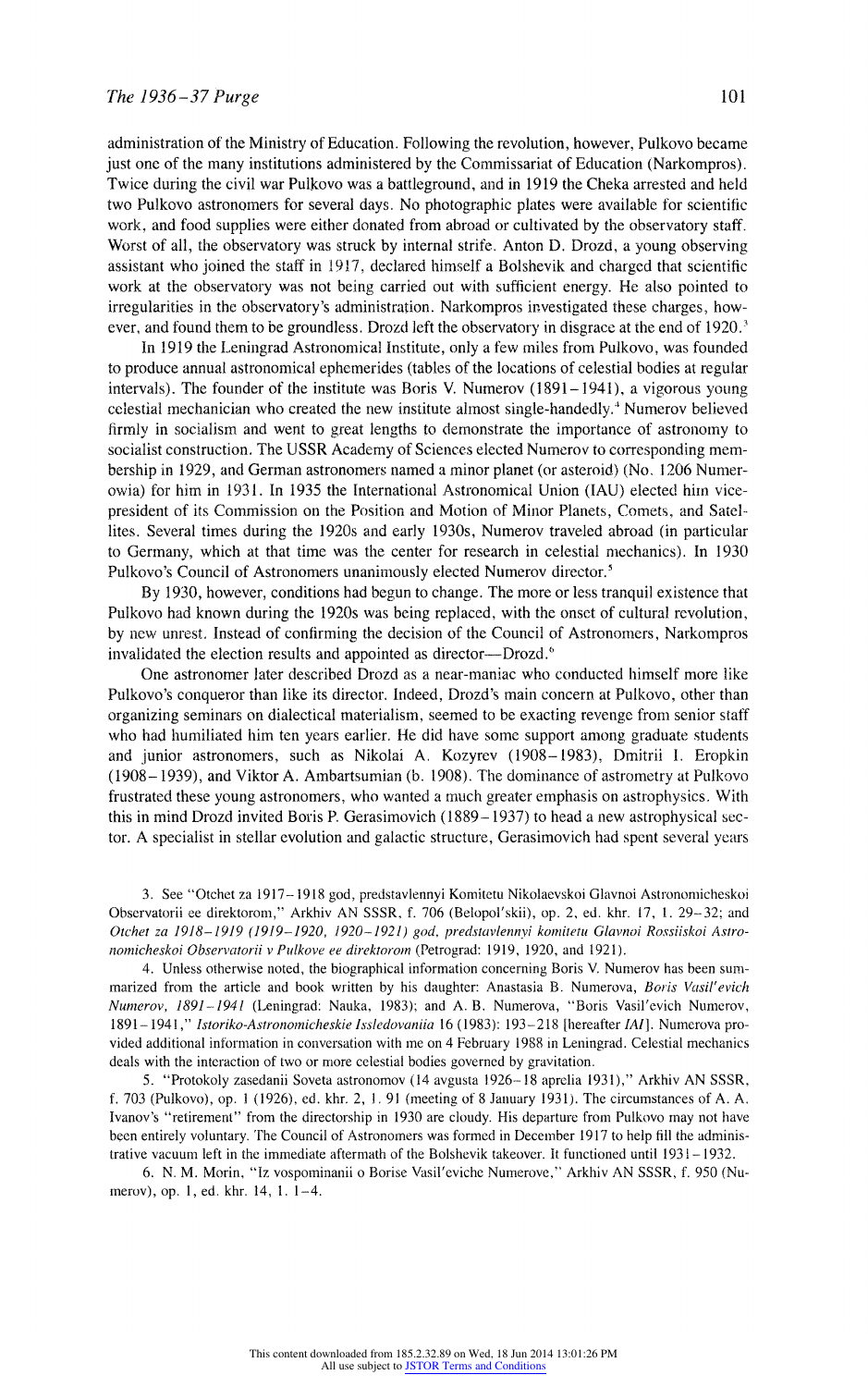administration of the Ministry of Education. Following the revolution, however, Pulkovo became just one of the many institutions administered by the Commissariat of Education (Narkompros). Twice during the civil war Pulkovo was a battleground, and in 1919 the Cheka arrested and held two Pulkovo astronomers for several days. No photographic plates were available for scientific work, and food supplies were either donated from abroad or cultivated by the observatory staff. Worst of all, the observatory was struck by internal strife. Anton D. Drozd, a young observing assistant who joined the staff in 1917, declared himself a Bolshevik and charged that scientific work at the observatory was not being carried out with sufficient energy. He also pointed to irregularities in the observatory's administration. Narkompros investigated these charges, however, and found them to be groundless. Drozd left the observatory in disgrace at the end of 1920.[3]

In 1919 the Leningrad Astronomical Institute, only a few miles from Pulkovo, was founded to produce annual astronomical ephemerides (tables of the locations of celestial bodies at regular intervals). The founder of the institute was Boris V. Numerov (1891–1941), a vigorous young celestial mechanician who created the new institute almost single-handedly.[4] Numerov believed firmly in socialism and went to great lengths to demonstrate the importance of astronomy to socialist construction. The USSR Academy of Sciences elected Numerov to corresponding membership in 1929, and German astronomers named a minor planet (or asteroid) (No. 1206 Numerowia) for him in 1931. In 1935 the International Astronomical Union (IAU) elected him vice-president of its Commission on the Position and Motion of Minor Planets, Comets, and Satellites. Several times during the 1920s and early 1930s, Numerov traveled abroad (in particular to Germany, which at that time was the center for research in celestial mechanics). In 1930 Pulkovo's Council of Astronomers unanimously elected Numerov director.[5]

By 1930, however, conditions had begun to change. The more or less tranquil existence that Pulkovo had known during the 1920s was being replaced, with the onset of cultural revolution, by new unrest. Instead of confirming the decision of the Council of Astronomers, Narkompros invalidated the election results and appointed as director—Drozd.[6]

One astronomer later described Drozd as a near-maniac who conducted himself more like Pulkovo's conqueror than like its director. Indeed, Drozd's main concern at Pulkovo, other than organizing seminars on dialectical materialism, seemed to be exacting revenge from senior staff who had humiliated him ten years earlier. He did have some support among graduate students and junior astronomers, such as Nikolai A. Kozyrev (1908–1983), Dmitrii I. Eropkin (1908–1939), and Viktor A. Ambartsumian (b. 1908). The dominance of astrometry at Pulkovo frustrated these young astronomers, who wanted a much greater emphasis on astrophysics. With this in mind Drozd invited Boris P. Gerasimovich (1889–1937) to head a new astrophysical sector. A specialist in stellar evolution and galactic structure, Gerasimovich had spent several years

3. See "Otchet za 1917–1918 god, predstavlennyi Komitetu Nikolaevskoi Glavnoi Astronomicheskoi Observatorii ee direktorom," Arkhiv AN SSSR, f. 706 (Belopol'skii), op. 2, ed. khr. 17, l. 29–32; and *Otchet za 1918–1919 (1919–1920, 1920–1921) god, predstavlennyi komitetu Glavnoi Rossiiskoi Astronomicheskoi Observatorii v Pulkove ee direktorom* (Petrograd: 1919, 1920, and 1921).

4. Unless otherwise noted, the biographical information concerning Boris V. Numerov has been summarized from the article and book written by his daughter: Anastasia B. Numerova, *Boris Vasil'evich Numerov, 1891–1941* (Leningrad: Nauka, 1983); and A. B. Numerova, "Boris Vasil'evich Numerov, 1891–1941," *Istoriko-Astronomicheskie Issledovaniia* 16 (1983): 193–218 [hereafter *IAI*]. Numerova provided additional information in conversation with me on 4 February 1988 in Leningrad. Celestial mechanics deals with the interaction of two or more celestial bodies governed by gravitation.

5. "Protokoly zasedanii Soveta astronomov (14 avgusta 1926–18 aprelia 1931)," Arkhiv AN SSSR, f. 703 (Pulkovo), op. 1 (1926), ed. khr. 2, l. 91 (meeting of 8 January 1931). The circumstances of A. A. Ivanov's "retirement" from the directorship in 1930 are cloudy. His departure from Pulkovo may not have been entirely voluntary. The Council of Astronomers was formed in December 1917 to help fill the administrative vacuum left in the immediate aftermath of the Bolshevik takeover. It functioned until 1931–1932.

6. N. M. Morin, "Iz vospominanii o Borise Vasil'eviche Numerove," Arkhiv AN SSSR, f. 950 (Numerov), op. 1, ed. khr. 14, l. 1–4.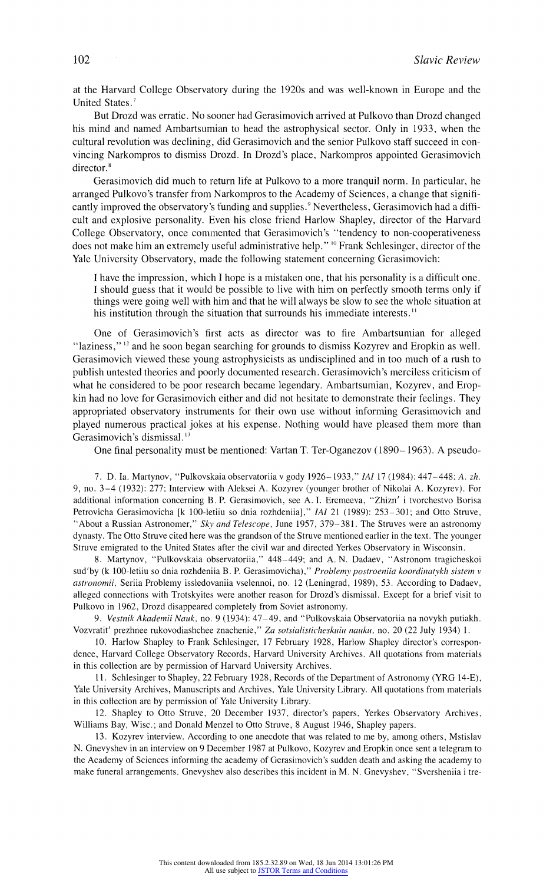at the Harvard College Observatory during the 1920s and was well-known in Europe and the United States.[7]

But Drozd was erratic. No sooner had Gerasimovich arrived at Pulkovo than Drozd changed his mind and named Ambartsumian to head the astrophysical sector. Only in 1933, when the cultural revolution was declining, did Gerasimovich and the senior Pulkovo staff succeed in convincing Narkompros to dismiss Drozd. In Drozd's place, Narkompros appointed Gerasimovich director.[8]

Gerasimovich did much to return life at Pulkovo to a more tranquil norm. In particular, he arranged Pulkovo's transfer from Narkompros to the Academy of Sciences, a change that significantly improved the observatory's funding and supplies.[9] Nevertheless, Gerasimovich had a difficult and explosive personality. Even his close friend Harlow Shapley, director of the Harvard College Observatory, once commented that Gerasimovich's "tendency to non-cooperativeness does not make him an extremely useful administrative help."[10] Frank Schlesinger, director of the Yale University Observatory, made the following statement concerning Gerasimovich:

> I have the impression, which I hope is a mistaken one, that his personality is a difficult one. I should guess that it would be possible to live with him on perfectly smooth terms only if things were going well with him and that he will always be slow to see the whole situation at his institution through the situation that surrounds his immediate interests.[11]

One of Gerasimovich's first acts as director was to fire Ambartsumian for alleged "laziness,"[12] and he soon began searching for grounds to dismiss Kozyrev and Eropkin as well. Gerasimovich viewed these young astrophysicists as undisciplined and in too much of a rush to publish untested theories and poorly documented research. Gerasimovich's merciless criticism of what he considered to be poor research became legendary. Ambartsumian, Kozyrev, and Eropkin had no love for Gerasimovich either and did not hesitate to demonstrate their feelings. They appropriated observatory instruments for their own use without informing Gerasimovich and played numerous practical jokes at his expense. Nothing would have pleased them more than Gerasimovich's dismissal.[13]

One final personality must be mentioned: Vartan T. Ter-Oganezov (1890–1963). A pseudo-

7. D. Ia. Martynov, "Pulkovskaia observatoriia v gody 1926–1933," *IAI* 17 (1984): 447–448; *A. zh.* 9, no. 3–4 (1932): 277; Interview with Aleksei A. Kozyrev (younger brother of Nikolai A. Kozyrev). For additional information concerning B. P. Gerasimovich, see A. I. Eremeeva, "Zhizn' i tvorchestvo Borisa Petrovicha Gerasimovicha [k 100-letiiu so dnia rozhdeniia]," *IAI* 21 (1989): 253–301; and Otto Struve, "About a Russian Astronomer," *Sky and Telescope*, June 1957, 379–381. The Struves were an astronomy dynasty. The Otto Struve cited here was the grandson of the Struve mentioned earlier in the text. The younger Struve emigrated to the United States after the civil war and directed Yerkes Observatory in Wisconsin.

8. Martynov, "Pulkovskaia observatoriia," 448–449; and A. N. Dadaev, "Astronom tragicheskoi sud'by (k 100-letiiu so dnia rozhdeniia B. P. Gerasimovicha)," *Problemy postroeniia koordinatykh sistem v astronomii*, Seriia Problemy issledovaniia vselennoi, no. 12 (Leningrad, 1989), 53. According to Dadaev, alleged connections with Trotskyites were another reason for Drozd's dismissal. Except for a brief visit to Pulkovo in 1962, Drozd disappeared completely from Soviet astronomy.

9. *Vestnik Akademii Nauk*, no. 9 (1934): 47–49, and "Pulkovskaia Observatoriia na novykh putiakh. Vozvratit' prezhnee rukovodiashchee znachenie," *Za sotsialisticheskuiu nauku*, no. 20 (22 July 1934) 1.

10. Harlow Shapley to Frank Schlesinger, 17 February 1928, Harlow Shapley director's correspondence, Harvard College Observatory Records, Harvard University Archives. All quotations from materials in this collection are by permission of Harvard University Archives.

11. Schlesinger to Shapley, 22 February 1928, Records of the Department of Astronomy (YRG 14-E), Yale University Archives, Manuscripts and Archives, Yale University Library. All quotations from materials in this collection are by permission of Yale University Library.

12. Shapley to Otto Struve, 20 December 1937, director's papers, Yerkes Observatory Archives, Williams Bay, Wisc.; and Donald Menzel to Otto Struve, 8 August 1946, Shapley papers.

13. Kozyrev interview. According to one anecdote that was related to me by, among others, Mstislav N. Gnevyshev in an interview on 9 December 1987 at Pulkovo, Kozyrev and Eropkin once sent a telegram to the Academy of Sciences informing the academy of Gerasimovich's sudden death and asking the academy to make funeral arrangements. Gnevyshev also describes this incident in M. N. Gnevyshev, "Svershenia i tre-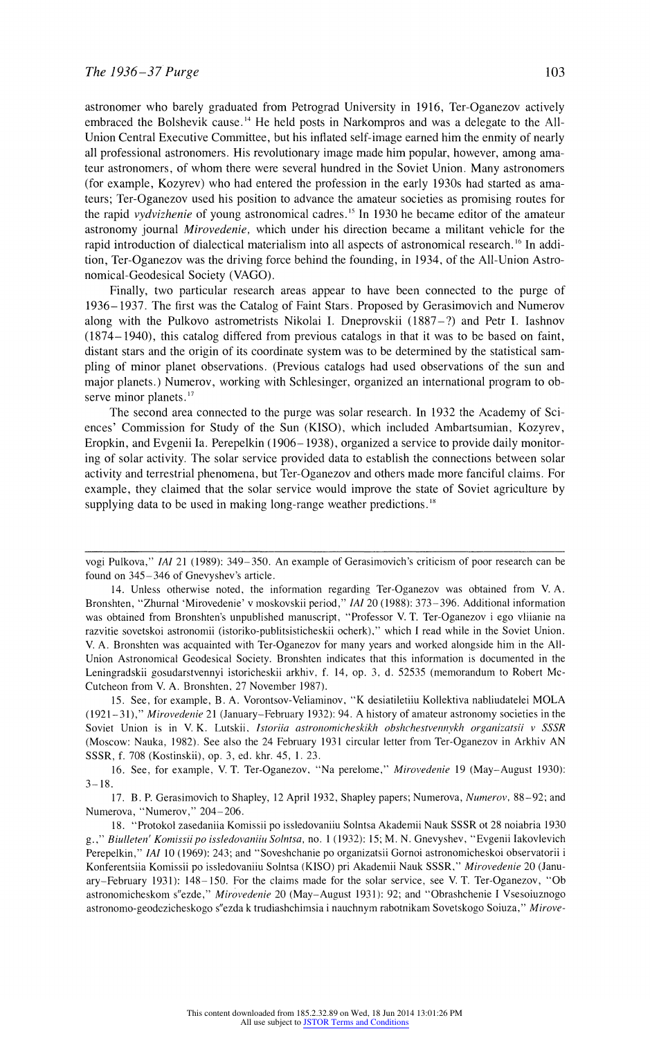astronomer who barely graduated from Petrograd University in 1916, Ter-Oganezov actively embraced the Bolshevik cause.[14] He held posts in Narkompros and was a delegate to the All-Union Central Executive Committee, but his inflated self-image earned him the enmity of nearly all professional astronomers. His revolutionary image made him popular, however, among amateur astronomers, of whom there were several hundred in the Soviet Union. Many astronomers (for example, Kozyrev) who had entered the profession in the early 1930s had started as amateurs; Ter-Oganezov used his position to advance the amateur societies as promising routes for the rapid *vydvizhenie* of young astronomical cadres.[15] In 1930 he became editor of the amateur astronomy journal *Mirovedenie,* which under his direction became a militant vehicle for the rapid introduction of dialectical materialism into all aspects of astronomical research.[16] In addition, Ter-Oganezov was the driving force behind the founding, in 1934, of the All-Union Astronomical-Geodesical Society (VAGO).

Finally, two particular research areas appear to have been connected to the purge of 1936–1937. The first was the Catalog of Faint Stars. Proposed by Gerasimovich and Numerov along with the Pulkovo astrometrists Nikolai I. Dneprovskii (1887–?) and Petr I. Iashnov (1874–1940), this catalog differed from previous catalogs in that it was to be based on faint, distant stars and the origin of its coordinate system was to be determined by the statistical sampling of minor planet observations. (Previous catalogs had used observations of the sun and major planets.) Numerov, working with Schlesinger, organized an international program to observe minor planets.[17]

The second area connected to the purge was solar research. In 1932 the Academy of Sciences' Commission for Study of the Sun (KISO), which included Ambartsumian, Kozyrev, Eropkin, and Evgenii Ia. Perepelkin (1906–1938), organized a service to provide daily monitoring of solar activity. The solar service provided data to establish the connections between solar activity and terrestrial phenomena, but Ter-Oganezov and others made more fanciful claims. For example, they claimed that the solar service would improve the state of Soviet agriculture by supplying data to be used in making long-range weather predictions.[18]

---

vogi Pulkova," *IAI* 21 (1989): 349–350. An example of Gerasimovich's criticism of poor research can be found on 345–346 of Gnevyshev's article.

14. Unless otherwise noted, the information regarding Ter-Oganezov was obtained from V. A. Bronshten, "Zhurnal 'Mirovedenie' v moskovskii period," *IAI* 20 (1988): 373–396. Additional information was obtained from Bronshten's unpublished manuscript, "Professor V. T. Ter-Oganezov i ego vliianie na razvitie sovetskoi astronomii (istoriko-publitsisticheskii ocherk)," which I read while in the Soviet Union. V. A. Bronshten was acquainted with Ter-Oganezov for many years and worked alongside him in the All-Union Astronomical Geodesical Society. Bronshten indicates that this information is documented in the Leningradskii gosudarstvennyi istoricheskii arkhiv, f. 14, op. 3, d. 52535 (memorandum to Robert McCutcheon from V. A. Bronshten, 27 November 1987).

15. See, for example, B. A. Vorontsov-Veliaminov, "K desiatiletiiu Kollektiva nabliudatelei MOLA (1921–31)," *Mirovedenie* 21 (January–February 1932): 94. A history of amateur astronomy societies in the Soviet Union is in V. K. Lutskii, *Istoriia astronomicheskikh obshchestvennykh organizatsii v SSSR* (Moscow: Nauka, 1982). See also the 24 February 1931 circular letter from Ter-Oganezov in Arkhiv AN SSSR, f. 708 (Kostinskii), op. 3, ed. khr. 45, 1. 23.

16. See, for example, V. T. Ter-Oganezov, "Na perelome," *Mirovedenie* 19 (May–August 1930): 3–18.

17. B. P. Gerasimovich to Shapley, 12 April 1932, Shapley papers; Numerova, *Numerov*, 88–92; and Numerova, "Numerov," 204–206.

18. "Protokol zasedaniia Komissii po issledovaniiu Solntsa Akademii Nauk SSSR ot 28 noiabria 1930 g.," *Biulleten' Komissii po issledovaniiu Solntsa*, no. 1 (1932): 15; M. N. Gnevyshev, "Evgenii Iakovlevich Perepelkin," *IAI* 10 (1969): 243; and "Soveshchanie po organizatsii Gornoi astronomicheskoi observatorii i Konferentsiia Komissii po issledovaniiu Solntsa (KISO) pri Akademii Nauk SSSR," *Mirovedenie* 20 (January–February 1931): 148–150. For the claims made for the solar service, see V. T. Ter-Oganezov, "Ob astronomicheskom s"ezde," *Mirovedenie* 20 (May–August 1931): 92; and "Obrashchenie I Vsesoiuznogo astronomo-geodezicheskogo s"ezda k trudiashchimsia i nauchnym rabotnikam Sovetskogo Soiuza," *Mirove-*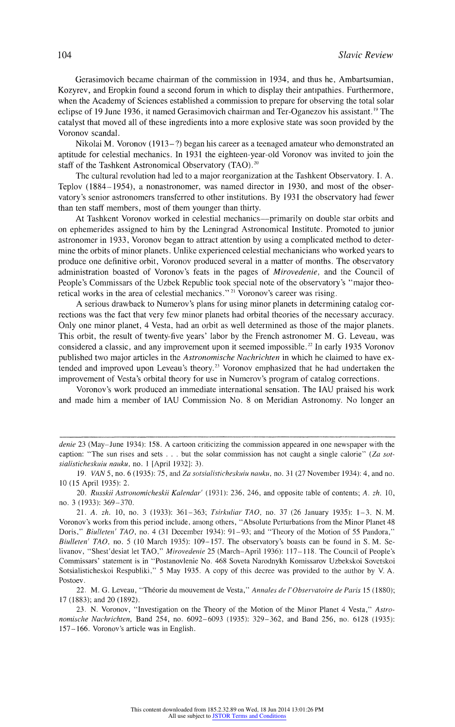Gerasimovich became chairman of the commission in 1934, and thus he, Ambartsumian, Kozyrev, and Eropkin found a second forum in which to display their antipathies. Furthermore, when the Academy of Sciences established a commission to prepare for observing the total solar eclipse of 19 June 1936, it named Gerasimovich chairman and Ter-Oganezov his assistant.[19] The catalyst that moved all of these ingredients into a more explosive state was soon provided by the Voronov scandal.

Nikolai M. Voronov (1913–?) began his career as a teenaged amateur who demonstrated an aptitude for celestial mechanics. In 1931 the eighteen-year-old Voronov was invited to join the staff of the Tashkent Astronomical Observatory (TAO).[20]

The cultural revolution had led to a major reorganization at the Tashkent Observatory. I. A. Teplov (1884–1954), a nonastronomer, was named director in 1930, and most of the observatory's senior astronomers transferred to other institutions. By 1931 the observatory had fewer than ten staff members, most of them younger than thirty.

At Tashkent Voronov worked in celestial mechanics—primarily on double star orbits and on ephemerides assigned to him by the Leningrad Astronomical Institute. Promoted to junior astronomer in 1933, Voronov began to attract attention by using a complicated method to determine the orbits of minor planets. Unlike experienced celestial mechanicians who worked years to produce one definitive orbit, Voronov produced several in a matter of months. The observatory administration boasted of Voronov's feats in the pages of *Mirovedenie*, and the Council of People's Commissars of the Uzbek Republic took special note of the observatory's "major theoretical works in the area of celestial mechanics."[21] Voronov's career was rising.

A serious drawback to Numerov's plans for using minor planets in determining catalog corrections was the fact that very few minor planets had orbital theories of the necessary accuracy. Only one minor planet, 4 Vesta, had an orbit as well determined as those of the major planets. This orbit, the result of twenty-five years' labor by the French astronomer M. G. Leveau, was considered a classic, and any improvement upon it seemed impossible.[22] In early 1935 Voronov published two major articles in the *Astronomische Nachrichten* in which he claimed to have extended and improved upon Leveau's theory.[23] Voronov emphasized that he had undertaken the improvement of Vesta's orbital theory for use in Numerov's program of catalog corrections.

Voronov's work produced an immediate international sensation. The IAU praised his work and made him a member of IAU Commission No. 8 on Meridian Astronomy. No longer an

---

*denie* 23 (May–June 1934): 158. A cartoon criticizing the commission appeared in one newspaper with the caption: "The sun rises and sets . . . but the solar commission has not caught a single calorie" (*Za sotsialisticheskuiu nauku*, no. 1 [April 1932]: 3).

19. *VAN* 5, no. 6 (1935): 75, and *Za sotsialisticheskuiu nauku*, no. 31 (27 November 1934): 4, and no. 10 (15 April 1935): 2.

20. *Russkii Astronomicheskii Kalendar'* (1931): 236, 246, and opposite table of contents; *A. zh.* 10, no. 3 (1933): 369–370.

21. *A. zh.* 10, no. 3 (1933): 361–363; *Tsirkuliar TAO*, no. 37 (26 January 1935): 1–3. N. M. Voronov's works from this period include, among others, "Absolute Perturbations from the Minor Planet 48 Doris," *Biulleten' TAO*, no. 4 (31 December 1934): 91–93; and "Theory of the Motion of 55 Pandora," *Biulleten' TAO*, no. 5 (10 March 1935): 109–157. The observatory's boasts can be found in S. M. Selivanov, "Shest'desiat let TAO," *Mirovedenie* 25 (March–April 1936): 117–118. The Council of People's Commissars' statement is in "Postanovlenie No. 468 Soveta Narodnykh Komissarov Uzbekskoi Sovetskoi Sotsialisticheskoi Respubliki," 5 May 1935. A copy of this decree was provided to the author by V. A. Postoev.

22. M. G. Leveau, "Théorie du mouvement de Vesta," *Annales de l'Observatoire de Paris* 15 (1880); 17 (1883); and 20 (1892).

23. N. Voronov, "Investigation on the Theory of the Motion of the Minor Planet 4 Vesta," *Astronomische Nachrichten*, Band 254, no. 6092–6093 (1935): 329–362, and Band 256, no. 6128 (1935): 157–166. Voronov's article was in English.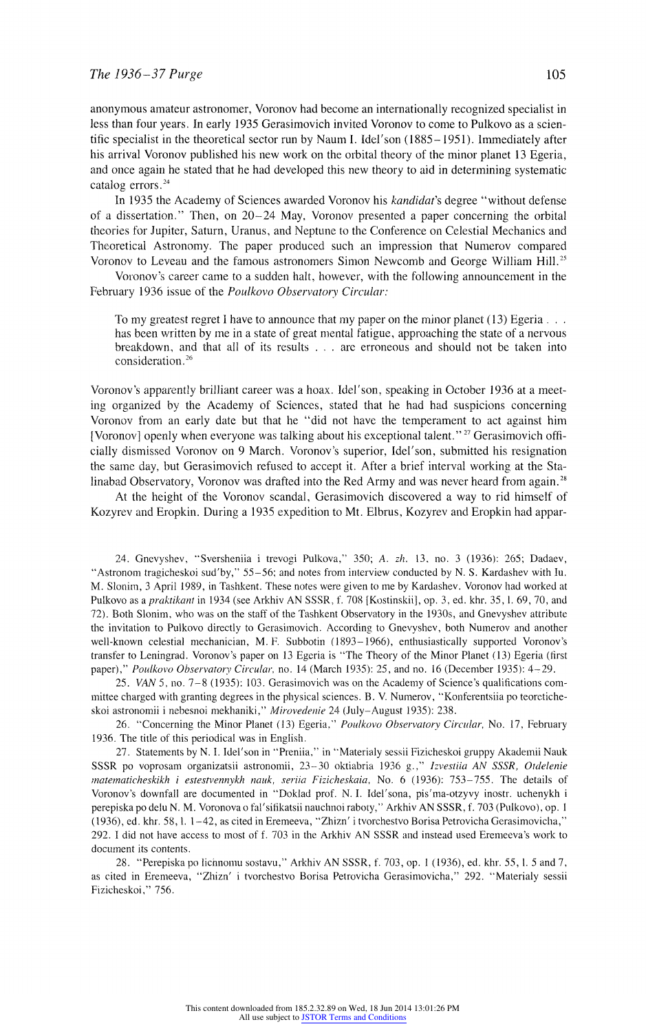anonymous amateur astronomer, Voronov had become an internationally recognized specialist in less than four years. In early 1935 Gerasimovich invited Voronov to come to Pulkovo as a scientific specialist in the theoretical sector run by Naum I. Idel'son (1885–1951). Immediately after his arrival Voronov published his new work on the orbital theory of the minor planet 13 Egeria, and once again he stated that he had developed this new theory to aid in determining systematic catalog errors.[24]

In 1935 the Academy of Sciences awarded Voronov his *kandidat*'s degree "without defense of a dissertation." Then, on 20–24 May, Voronov presented a paper concerning the orbital theories for Jupiter, Saturn, Uranus, and Neptune to the Conference on Celestial Mechanics and Theoretical Astronomy. The paper produced such an impression that Numerov compared Voronov to Leveau and the famous astronomers Simon Newcomb and George William Hill.[25]

Voronov's career came to a sudden halt, however, with the following announcement in the February 1936 issue of the *Poulkovo Observatory Circular:*

> To my greatest regret I have to announce that my paper on the minor planet (13) Egeria . . . has been written by me in a state of great mental fatigue, approaching the state of a nervous breakdown, and that all of its results . . . are erroneous and should not be taken into consideration.[26]

Voronov's apparently brilliant career was a hoax. Idel'son, speaking in October 1936 at a meeting organized by the Academy of Sciences, stated that he had had suspicions concerning Voronov from an early date but that he "did not have the temperament to act against him [Voronov] openly when everyone was talking about his exceptional talent."[27] Gerasimovich officially dismissed Voronov on 9 March. Voronov's superior, Idel'son, submitted his resignation the same day, but Gerasimovich refused to accept it. After a brief interval working at the Stalinabad Observatory, Voronov was drafted into the Red Army and was never heard from again.[28]

At the height of the Voronov scandal, Gerasimovich discovered a way to rid himself of Kozyrev and Eropkin. During a 1935 expedition to Mt. Elbrus, Kozyrev and Eropkin had appar-

---

24. Gnevyshev, "Sversheniia i trevogi Pulkova," 350; *A. zh.* 13, no. 3 (1936): 265; Dadaev, "Astronom tragicheskoi sud'by," 55–56; and notes from interview conducted by N. S. Kardashev with Iu. M. Slonim, 3 April 1989, in Tashkent. These notes were given to me by Kardashev. Voronov had worked at Pulkovo as a *praktikant* in 1934 (see Arkhiv AN SSSR, f. 708 [Kostinskii], op. 3, ed. khr. 35, l. 69, 70, and 72). Both Slonim, who was on the staff of the Tashkent Observatory in the 1930s, and Gnevyshev attribute the invitation to Pulkovo directly to Gerasimovich. According to Gnevyshev, both Numerov and another well-known celestial mechanician, M. F. Subbotin (1893–1966), enthusiastically supported Voronov's transfer to Leningrad. Voronov's paper on 13 Egeria is "The Theory of the Minor Planet (13) Egeria (first paper)," *Poulkovo Observatory Circular*, no. 14 (March 1935): 25, and no. 16 (December 1935): 4–29.

25. *VAN* 5, no. 7–8 (1935): 103. Gerasimovich was on the Academy of Science's qualifications committee charged with granting degrees in the physical sciences. B. V. Numerov, "Konferentsiia po teoreticheskoi astronomii i nebesnoi mekhaniki," *Mirovedenie* 24 (July–August 1935): 238.

26. "Concerning the Minor Planet (13) Egeria," *Poulkovo Observatory Circular*, No. 17, February 1936. The title of this periodical was in English.

27. Statements by N. I. Idel'son in "Preniia," in "Materialy sessii Fizicheskoi gruppy Akademii Nauk SSSR po voprosam organizatsii astronomii, 23–30 oktiabria 1936 g.," *Izvestiia AN SSSR, Otdelenie matematicheskikh i estestvennykh nauk, seriia Fizicheskaia*, No. 6 (1936): 753–755. The details of Voronov's downfall are documented in "Doklad prof. N. I. Idel'sona, pis'ma-otzyvy inostr. uchenykh i perepiska po delu N. M. Voronova o fal'sifikatsii nauchnoi raboty," Arkhiv AN SSSR, f. 703 (Pulkovo), op. 1 (1936), ed. khr. 58, l. 1–42, as cited in Eremeeva, "Zhizn' i tvorchestvo Borisa Petrovicha Gerasimovicha," 292. I did not have access to most of f. 703 in the Arkhiv AN SSSR and instead used Eremeeva's work to document its contents.

28. "Perepiska po lichnomu sostavu," Arkhiv AN SSSR, f. 703, op. 1 (1936), ed. khr. 55, l. 5 and 7, as cited in Eremeeva, "Zhizn' i tvorchestvo Borisa Petrovicha Gerasimovicha," 292. "Materialy sessii Fizicheskoi," 756.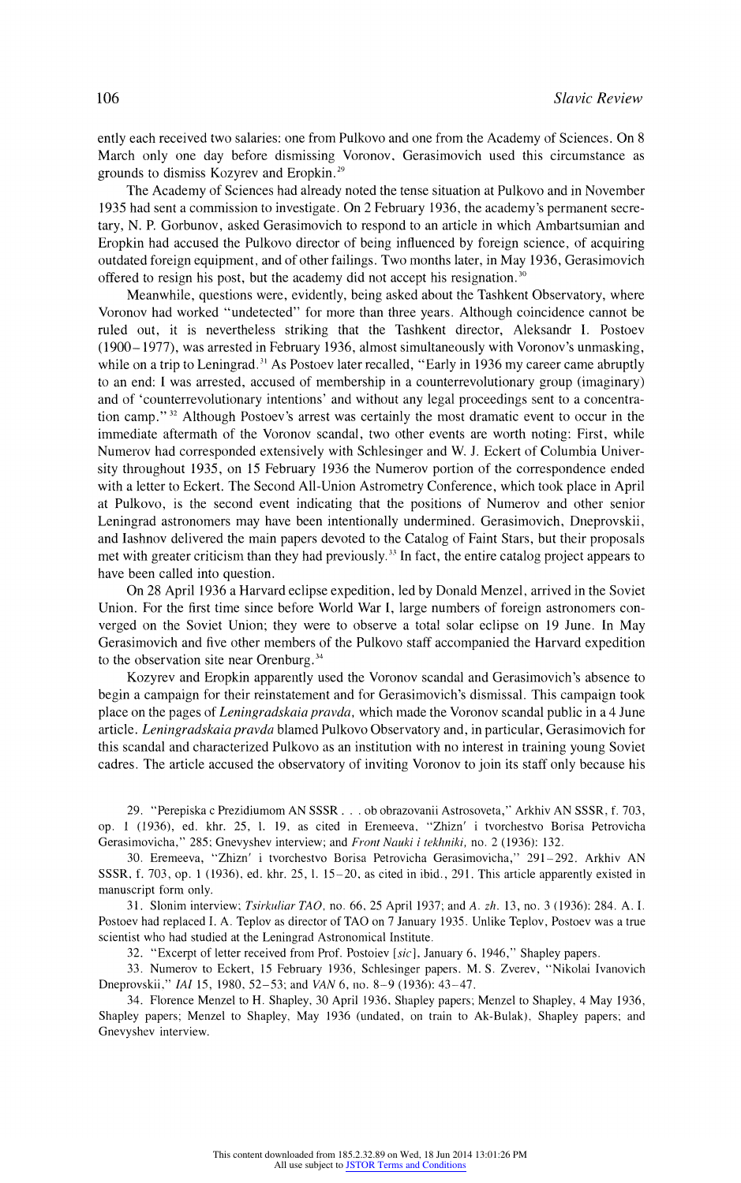ently each received two salaries: one from Pulkovo and one from the Academy of Sciences. On 8 March only one day before dismissing Voronov, Gerasimovich used this circumstance as grounds to dismiss Kozyrev and Eropkin.[29]

The Academy of Sciences had already noted the tense situation at Pulkovo and in November 1935 had sent a commission to investigate. On 2 February 1936, the academy's permanent secretary, N. P. Gorbunov, asked Gerasimovich to respond to an article in which Ambartsumian and Eropkin had accused the Pulkovo director of being influenced by foreign science, of acquiring outdated foreign equipment, and of other failings. Two months later, in May 1936, Gerasimovich offered to resign his post, but the academy did not accept his resignation.[30]

Meanwhile, questions were, evidently, being asked about the Tashkent Observatory, where Voronov had worked "undetected" for more than three years. Although coincidence cannot be ruled out, it is nevertheless striking that the Tashkent director, Aleksandr I. Postoev (1900–1977), was arrested in February 1936, almost simultaneously with Voronov's unmasking, while on a trip to Leningrad.[31] As Postoev later recalled, "Early in 1936 my career came abruptly to an end: I was arrested, accused of membership in a counterrevolutionary group (imaginary) and of 'counterrevolutionary intentions' and without any legal proceedings sent to a concentration camp."[32] Although Postoev's arrest was certainly the most dramatic event to occur in the immediate aftermath of the Voronov scandal, two other events are worth noting: First, while Numerov had corresponded extensively with Schlesinger and W. J. Eckert of Columbia University throughout 1935, on 15 February 1936 the Numerov portion of the correspondence ended with a letter to Eckert. The Second All-Union Astrometry Conference, which took place in April at Pulkovo, is the second event indicating that the positions of Numerov and other senior Leningrad astronomers may have been intentionally undermined. Gerasimovich, Dneprovskii, and Iashnov delivered the main papers devoted to the Catalog of Faint Stars, but their proposals met with greater criticism than they had previously.[33] In fact, the entire catalog project appears to have been called into question.

On 28 April 1936 a Harvard eclipse expedition, led by Donald Menzel, arrived in the Soviet Union. For the first time since before World War I, large numbers of foreign astronomers converged on the Soviet Union; they were to observe a total solar eclipse on 19 June. In May Gerasimovich and five other members of the Pulkovo staff accompanied the Harvard expedition to the observation site near Orenburg.[34]

Kozyrev and Eropkin apparently used the Voronov scandal and Gerasimovich's absence to begin a campaign for their reinstatement and for Gerasimovich's dismissal. This campaign took place on the pages of *Leningradskaia pravda*, which made the Voronov scandal public in a 4 June article. *Leningradskaia pravda* blamed Pulkovo Observatory and, in particular, Gerasimovich for this scandal and characterized Pulkovo as an institution with no interest in training young Soviet cadres. The article accused the observatory of inviting Voronov to join its staff only because his

29. "Perepiska c Prezidiumom AN SSSR . . . ob obrazovanii Astrosoveta," Arkhiv AN SSSR, f. 703, op. 1 (1936), ed. khr. 25, l. 19, as cited in Eremeeva, "Zhizn' i tvorchestvo Borisa Petrovicha Gerasimovicha," 285; Gnevyshev interview; and *Front Nauki i tekhniki,* no. 2 (1936): 132.

30. Eremeeva, "Zhizn' i tvorchestvo Borisa Petrovicha Gerasimovicha," 291–292. Arkhiv AN SSSR, f. 703, op. 1 (1936), ed. khr. 25, l. 15–20, as cited in ibid., 291. This article apparently existed in manuscript form only.

31. Slonim interview; *Tsirkuliar TAO,* no. 66, 25 April 1937; and *A. zh.* 13, no. 3 (1936): 284. A. I. Postoev had replaced I. A. Teplov as director of TAO on 7 January 1935. Unlike Teplov, Postoev was a true scientist who had studied at the Leningrad Astronomical Institute.

32. "Excerpt of letter received from Prof. Postoiev [*sic*], January 6, 1946," Shapley papers.

33. Numerov to Eckert, 15 February 1936, Schlesinger papers. M. S. Zverev, "Nikolai Ivanovich Dneprovskii," *IAI* 15, 1980, 52–53; and *VAN* 6, no. 8–9 (1936): 43–47.

34. Florence Menzel to H. Shapley, 30 April 1936, Shapley papers; Menzel to Shapley, 4 May 1936, Shapley papers; Menzel to Shapley, May 1936 (undated, on train to Ak-Bulak), Shapley papers; and Gnevyshev interview.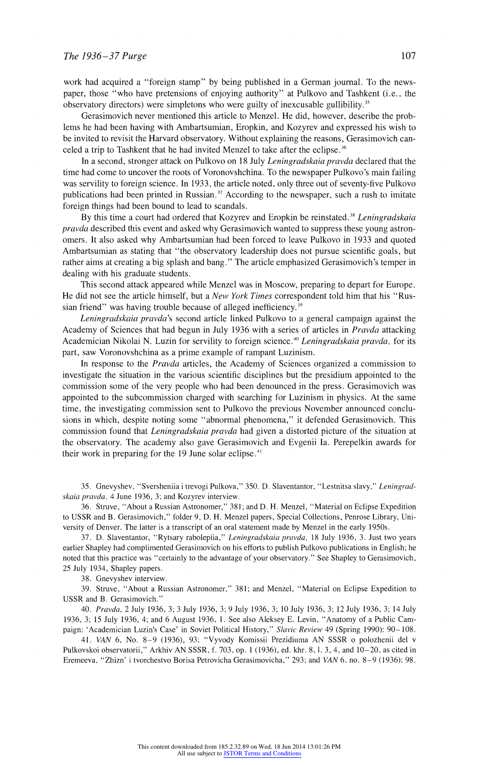work had acquired a "foreign stamp" by being published in a German journal. To the newspaper, those "who have pretensions of enjoying authority" at Pulkovo and Tashkent (i.e., the observatory directors) were simpletons who were guilty of inexcusable gullibility.[35]

Gerasimovich never mentioned this article to Menzel. He did, however, describe the problems he had been having with Ambartsumian, Eropkin, and Kozyrev and expressed his wish to be invited to revisit the Harvard observatory. Without explaining the reasons, Gerasimovich canceled a trip to Tashkent that he had invited Menzel to take after the eclipse.[36]

In a second, stronger attack on Pulkovo on 18 July *Leningradskaia pravda* declared that the time had come to uncover the roots of Voronovshchina. To the newspaper Pulkovo's main failing was servility to foreign science. In 1933, the article noted, only three out of seventy-five Pulkovo publications had been printed in Russian.[37] According to the newspaper, such a rush to imitate foreign things had been bound to lead to scandals.

By this time a court had ordered that Kozyrev and Eropkin be reinstated.[38] *Leningradskaia pravda* described this event and asked why Gerasimovich wanted to suppress these young astronomers. It also asked why Ambartsumian had been forced to leave Pulkovo in 1933 and quoted Ambartsumian as stating that "the observatory leadership does not pursue scientific goals, but rather aims at creating a big splash and bang." The article emphasized Gerasimovich's temper in dealing with his graduate students.

This second attack appeared while Menzel was in Moscow, preparing to depart for Europe. He did not see the article himself, but a *New York Times* correspondent told him that his "Russian friend" was having trouble because of alleged inefficiency.[39]

*Leningradskaia pravda*'s second article linked Pulkovo to a general campaign against the Academy of Sciences that had begun in July 1936 with a series of articles in *Pravda* attacking Academician Nikolai N. Luzin for servility to foreign science.[40] *Leningradskaia pravda*, for its part, saw Voronovshchina as a prime example of rampant Luzinism.

In response to the *Pravda* articles, the Academy of Sciences organized a commission to investigate the situation in the various scientific disciplines but the presidium appointed to the commission some of the very people who had been denounced in the press. Gerasimovich was appointed to the subcommission charged with searching for Luzinism in physics. At the same time, the investigating commission sent to Pulkovo the previous November announced conclusions in which, despite noting some "abnormal phenomena," it defended Gerasimovich. This commission found that *Leningradskaia pravda* had given a distorted picture of the situation at the observatory. The academy also gave Gerasimovich and Evgenii Ia. Perepelkin awards for their work in preparing for the 19 June solar eclipse.[41]

35. Gnevyshev, "Sversheniia i trevogi Pulkova," 350. D. Slaventantor, "Lestnitsa slavy," *Leningradskaia pravda*, 4 June 1936, 3; and Kozyrev interview.

36. Struve, "About a Russian Astronomer," 381; and D. H. Menzel, "Material on Eclipse Expedition to USSR and B. Gerasimovich," folder 9, D. H. Menzel papers, Special Collections, Penrose Library, University of Denver. The latter is a transcript of an oral statement made by Menzel in the early 1950s.

37. D. Slaventantor, "Rytsary rabolepiia," *Leningradskaia pravda*, 18 July 1936, 3. Just two years earlier Shapley had complimented Gerasimovich on his efforts to publish Pulkovo publications in English; he noted that this practice was "certainly to the advantage of your observatory." See Shapley to Gerasimovich, 25 July 1934, Shapley papers.

38. Gnevyshev interview.

39. Struve, "About a Russian Astronomer," 381; and Menzel, "Material on Eclipse Expedition to USSR and B. Gerasimovich."

40. *Pravda*, 2 July 1936, 3; 3 July 1936, 3; 9 July 1936, 3; 10 July 1936, 3; 12 July 1936, 3; 14 July 1936, 3; 15 July 1936, 4; and 6 August 1936, 1. See also Aleksey E. Levin, "Anatomy of a Public Campaign: 'Academician Luzin's Case' in Soviet Political History," *Slavic Review* 49 (Spring 1990): 90–108.

41. *VAN* 6, No. 8–9 (1936), 93; "Vyvody Komissii Prezidiuma AN SSSR o polozhenii del v Pulkovskoi observatorii," Arkhiv AN SSSR, f. 703, op. 1 (1936), ed. khr. 8, l. 3, 4, and 10–20, as cited in Eremeeva, "Zhizn' i tvorchestvo Borisa Petrovicha Gerasimovicha," 293; and *VAN* 6, no. 8–9 (1936): 98.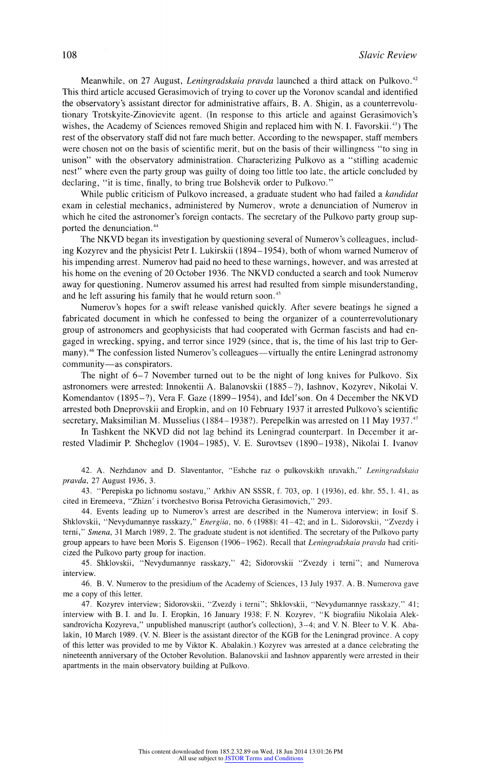Meanwhile, on 27 August, *Leningradskaia pravda* launched a third attack on Pulkovo.[42] This third article accused Gerasimovich of trying to cover up the Voronov scandal and identified the observatory's assistant director for administrative affairs, B. A. Shigin, as a counterrevolutionary Trotskyite-Zinovievite agent. (In response to this article and against Gerasimovich's wishes, the Academy of Sciences removed Shigin and replaced him with N. I. Favorskii.[43]) The rest of the observatory staff did not fare much better. According to the newspaper, staff members were chosen not on the basis of scientific merit, but on the basis of their willingness "to sing in unison" with the observatory administration. Characterizing Pulkovo as a "stifling academic nest" where even the party group was guilty of doing too little too late, the article concluded by declaring, "it is time, finally, to bring true Bolshevik order to Pulkovo."

While public criticism of Pulkovo increased, a graduate student who had failed a *kandidat* exam in celestial mechanics, administered by Numerov, wrote a denunciation of Numerov in which he cited the astronomer's foreign contacts. The secretary of the Pulkovo party group supported the denunciation.[44]

The NKVD began its investigation by questioning several of Numerov's colleagues, including Kozyrev and the physicist Petr I. Lukirskii (1894–1954), both of whom warned Numerov of his impending arrest. Numerov had paid no heed to these warnings, however, and was arrested at his home on the evening of 20 October 1936. The NKVD conducted a search and took Numerov away for questioning. Numerov assumed his arrest had resulted from simple misunderstanding, and he left assuring his family that he would return soon.[45]

Numerov's hopes for a swift release vanished quickly. After severe beatings he signed a fabricated document in which he confessed to being the organizer of a counterrevolutionary group of astronomers and geophysicists that had cooperated with German fascists and had engaged in wrecking, spying, and terror since 1929 (since, that is, the time of his last trip to Germany).[46] The confession listed Numerov's colleagues—virtually the entire Leningrad astronomy community—as conspirators.

The night of 6–7 November turned out to be the night of long knives for Pulkovo. Six astronomers were arrested: Innokentii A. Balanovskii (1885–?), Iashnov, Kozyrev, Nikolai V. Komendantov (1895–?), Vera F. Gaze (1899–1954), and Idel'son. On 4 December the NKVD arrested both Dneprovskii and Eropkin, and on 10 February 1937 it arrested Pulkovo's scientific secretary, Maksimilian M. Musselius (1884–1938?). Perepelkin was arrested on 11 May 1937.[47]

In Tashkent the NKVD did not lag behind its Leningrad counterpart. In December it arrested Vladimir P. Shcheglov (1904–1985), V. E. Surovtsev (1890–1938), Nikolai I. Ivanov

42. A. Nezhdanov and D. Slaventantor, "Eshche raz o pulkovskikh nravakh," *Leningradskaia pravda*, 27 August 1936, 3.

43. "Perepiska po lichnomu sostavu," Arkhiv AN SSSR, f. 703, op. 1 (1936), ed. khr. 55, l. 41, as cited in Eremeeva, "Zhizn' i tvorchestvo Borisa Petrovicha Gerasimovich," 293.

44. Events leading up to Numerov's arrest are described in the Numerova interview; in Iosif S. Shklovskii, "Nevydumannye rasskazy," *Energiia*, no. 6 (1988): 41–42; and in L. Sidorovskii, "Zvezdy i terni," *Smena*, 31 March 1989, 2. The graduate student is not identified. The secretary of the Pulkovo party group appears to have been Moris S. Eigenson (1906–1962). Recall that *Leningradskaia pravda* had criticized the Pulkovo party group for inaction.

45. Shklovskii, "Nevydumannye rasskazy," 42; Sidorovskii "Zvezdy i terni"; and Numerova interview.

46. B. V. Numerov to the presidium of the Academy of Sciences, 13 July 1937. A. B. Numerova gave me a copy of this letter.

47. Kozyrev interview; Sidorovskii, "Zvezdy i terni"; Shklovskii, "Nevydumannye rasskazy," 41; interview with B. I. and Iu. I. Eropkin, 16 January 1938; F. N. Kozyrev, "K biografiiu Nikolaia Aleksandrovicha Kozyreva," unpublished manuscript (author's collection), 3–4; and V. N. Bleer to V. K. Abalakin, 10 March 1989. (V. N. Bleer is the assistant director of the KGB for the Leningrad province. A copy of this letter was provided to me by Viktor K. Abalakin.) Kozyrev was arrested at a dance celebrating the nineteenth anniversary of the October Revolution. Balanovskii and Iashnov apparently were arrested in their apartments in the main observatory building at Pulkovo.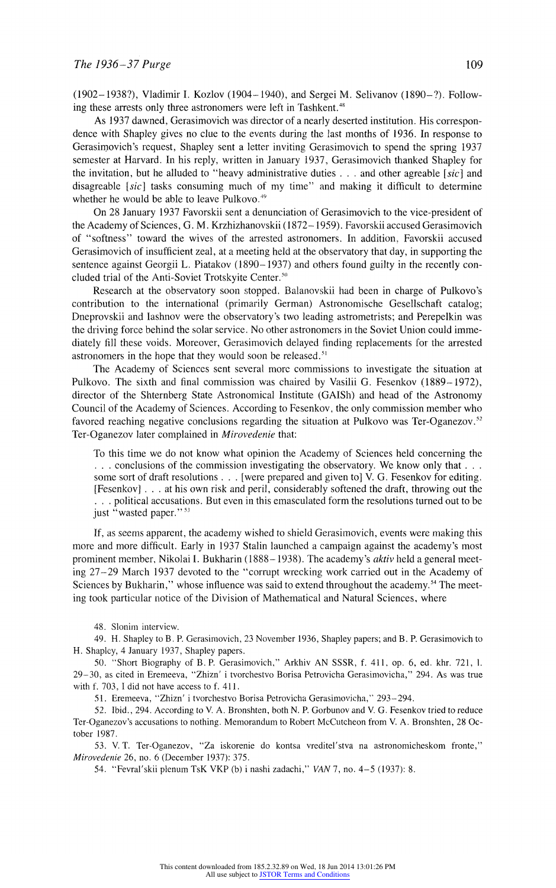(1902–1938?), Vladimir I. Kozlov (1904–1940), and Sergei M. Selivanov (1890–?). Following these arrests only three astronomers were left in Tashkent.[48]

As 1937 dawned, Gerasimovich was director of a nearly deserted institution. His correspondence with Shapley gives no clue to the events during the last months of 1936. In response to Gerasimovich's request, Shapley sent a letter inviting Gerasimovich to spend the spring 1937 semester at Harvard. In his reply, written in January 1937, Gerasimovich thanked Shapley for the invitation, but he alluded to "heavy administrative duties . . . and other agreable [*sic*] and disagreable [*sic*] tasks consuming much of my time" and making it difficult to determine whether he would be able to leave Pulkovo.[49]

On 28 January 1937 Favorskii sent a denunciation of Gerasimovich to the vice-president of the Academy of Sciences, G. M. Krzhizhanovskii (1872–1959). Favorskii accused Gerasimovich of "softness" toward the wives of the arrested astronomers. In addition, Favorskii accused Gerasimovich of insufficient zeal, at a meeting held at the observatory that day, in supporting the sentence against Georgii L. Piatakov (1890–1937) and others found guilty in the recently concluded trial of the Anti-Soviet Trotskyite Center.[50]

Research at the observatory soon stopped. Balanovskii had been in charge of Pulkovo's contribution to the international (primarily German) Astronomische Gesellschaft catalog; Dneprovskii and Iashnov were the observatory's two leading astrometrists; and Perepelkin was the driving force behind the solar service. No other astronomers in the Soviet Union could immediately fill these voids. Moreover, Gerasimovich delayed finding replacements for the arrested astronomers in the hope that they would soon be released.[51]

The Academy of Sciences sent several more commissions to investigate the situation at Pulkovo. The sixth and final commission was chaired by Vasilii G. Fesenkov (1889–1972), director of the Shternberg State Astronomical Institute (GAISh) and head of the Astronomy Council of the Academy of Sciences. According to Fesenkov, the only commission member who favored reaching negative conclusions regarding the situation at Pulkovo was Ter-Oganezov.[52] Ter-Oganezov later complained in *Mirovedenie* that:

> To this time we do not know what opinion the Academy of Sciences held concerning the . . . conclusions of the commission investigating the observatory. We know only that . . . some sort of draft resolutions . . . [were prepared and given to] V. G. Fesenkov for editing. [Fesenkov] . . . at his own risk and peril, considerably softened the draft, throwing out the . . . political accusations. But even in this emasculated form the resolutions turned out to be just "wasted paper."[53]

If, as seems apparent, the academy wished to shield Gerasimovich, events were making this more and more difficult. Early in 1937 Stalin launched a campaign against the academy's most prominent member, Nikolai I. Bukharin (1888–1938). The academy's *aktiv* held a general meeting 27–29 March 1937 devoted to the "corrupt wrecking work carried out in the Academy of Sciences by Bukharin," whose influence was said to extend throughout the academy.[54] The meeting took particular notice of the Division of Mathematical and Natural Sciences, where

48. Slonim interview.

49. H. Shapley to B. P. Gerasimovich, 23 November 1936, Shapley papers; and B. P. Gerasimovich to H. Shapley, 4 January 1937, Shapley papers.

50. "Short Biography of B. P. Gerasimovich," Arkhiv AN SSSR, f. 411, op. 6, ed. khr. 721, l. 29–30, as cited in Eremeeva, "Zhizn' i tvorchestvo Borisa Petrovicha Gerasimovicha," 294. As was true with f. 703, I did not have access to f. 411.

51. Eremeeva, "Zhizn' i tvorchestvo Borisa Petrovicha Gerasimovicha," 293–294.

52. Ibid., 294. According to V. A. Bronshten, both N. P. Gorbunov and V. G. Fesenkov tried to reduce Ter-Oganezov's accusations to nothing. Memorandum to Robert McCutcheon from V. A. Bronshten, 28 October 1987.

53. V. T. Ter-Oganezov, "Za iskorenie do kontsa vreditel'stva na astronomicheskom fronte," *Mirovedenie* 26, no. 6 (December 1937): 375.

54. "Fevral'skii plenum TsK VKP (b) i nashi zadachi," *VAN* 7, no. 4–5 (1937): 8.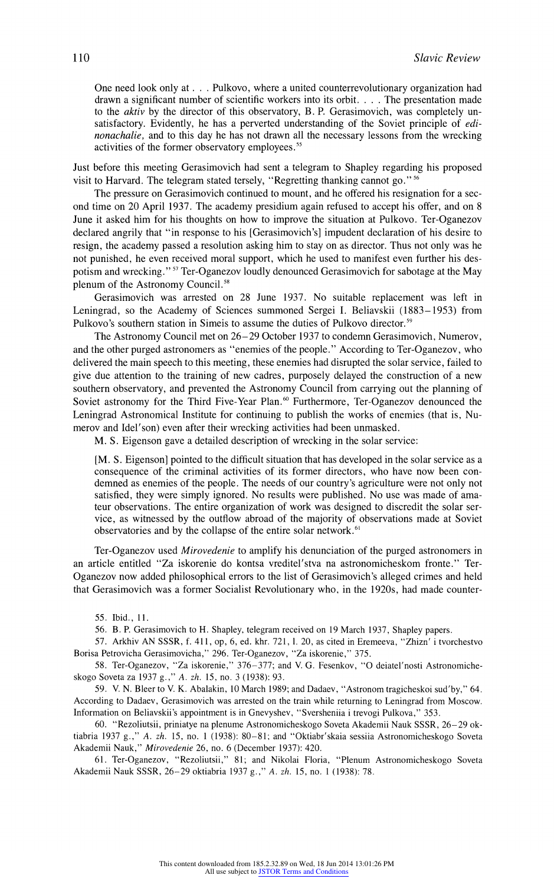> One need look only at . . . Pulkovo, where a united counterrevolutionary organization had drawn a significant number of scientific workers into its orbit. . . . The presentation made to the *aktiv* by the director of this observatory, B. P. Gerasimovich, was completely unsatisfactory. Evidently, he has a perverted understanding of the Soviet principle of *edinonachalie,* and to this day he has not drawn all the necessary lessons from the wrecking activities of the former observatory employees.[55]

Just before this meeting Gerasimovich had sent a telegram to Shapley regarding his proposed visit to Harvard. The telegram stated tersely, "Regretting thanking cannot go."[56]

The pressure on Gerasimovich continued to mount, and he offered his resignation for a second time on 20 April 1937. The academy presidium again refused to accept his offer, and on 8 June it asked him for his thoughts on how to improve the situation at Pulkovo. Ter-Oganezov declared angrily that "in response to his [Gerasimovich's] impudent declaration of his desire to resign, the academy passed a resolution asking him to stay on as director. Thus not only was he not punished, he even received moral support, which he used to manifest even further his despotism and wrecking."[57] Ter-Oganezov loudly denounced Gerasimovich for sabotage at the May plenum of the Astronomy Council.[58]

Gerasimovich was arrested on 28 June 1937. No suitable replacement was left in Leningrad, so the Academy of Sciences summoned Sergei I. Beliavskii (1883–1953) from Pulkovo's southern station in Simeis to assume the duties of Pulkovo director.[59]

The Astronomy Council met on 26–29 October 1937 to condemn Gerasimovich, Numerov, and the other purged astronomers as "enemies of the people." According to Ter-Oganezov, who delivered the main speech to this meeting, these enemies had disrupted the solar service, failed to give due attention to the training of new cadres, purposely delayed the construction of a new southern observatory, and prevented the Astronomy Council from carrying out the planning of Soviet astronomy for the Third Five-Year Plan.[60] Furthermore, Ter-Oganezov denounced the Leningrad Astronomical Institute for continuing to publish the works of enemies (that is, Numerov and Idel'son) even after their wrecking activities had been unmasked.

M. S. Eigenson gave a detailed description of wrecking in the solar service:

> [M. S. Eigenson] pointed to the difficult situation that has developed in the solar service as a consequence of the criminal activities of its former directors, who have now been condemned as enemies of the people. The needs of our country's agriculture were not only not satisfied, they were simply ignored. No results were published. No use was made of amateur observations. The entire organization of work was designed to discredit the solar service, as witnessed by the outflow abroad of the majority of observations made at Soviet observatories and by the collapse of the entire solar network.[61]

Ter-Oganezov used *Mirovedenie* to amplify his denunciation of the purged astronomers in an article entitled "Za iskorenie do kontsa vreditel'stva na astronomicheskom fronte." Ter-Oganezov now added philosophical errors to the list of Gerasimovich's alleged crimes and held that Gerasimovich was a former Socialist Revolutionary who, in the 1920s, had made counter-

55. Ibid., 11.

56. B. P. Gerasimovich to H. Shapley, telegram received on 19 March 1937, Shapley papers.

57. Arkhiv AN SSSR, f. 411, op, 6, ed. khr. 721, l. 20, as cited in Eremeeva, "Zhizn' i tvorchestvo Borisa Petrovicha Gerasimovicha," 296. Ter-Oganezov, "Za iskorenie," 375.

58. Ter-Oganezov, "Za iskorenie," 376–377; and V. G. Fesenkov, "O deiatel'nosti Astronomicheskogo Soveta za 1937 g.," *A. zh.* 15, no. 3 (1938): 93.

59. V. N. Bleer to V. K. Abalakin, 10 March 1989; and Dadaev, "Astronom tragicheskoi sud'by," 64. According to Dadaev, Gerasimovich was arrested on the train while returning to Leningrad from Moscow. Information on Beliavskii's appointment is in Gnevyshev, "Sversheniia i trevogi Pulkova," 353.

60. "Rezoliutsii, priniatye na plenume Astronomicheskogo Soveta Akademii Nauk SSSR, 26–29 oktiabria 1937 g.," *A. zh.* 15, no. 1 (1938): 80–81; and "Oktiabr'skaia sessiia Astronomicheskogo Soveta Akademii Nauk," *Mirovedenie* 26, no. 6 (December 1937): 420.

61. Ter-Oganezov, "Rezoliutsii," 81; and Nikolai Floria, "Plenum Astronomicheskogo Soveta Akademii Nauk SSSR, 26–29 oktiabria 1937 g.," *A. zh.* 15, no. 1 (1938): 78.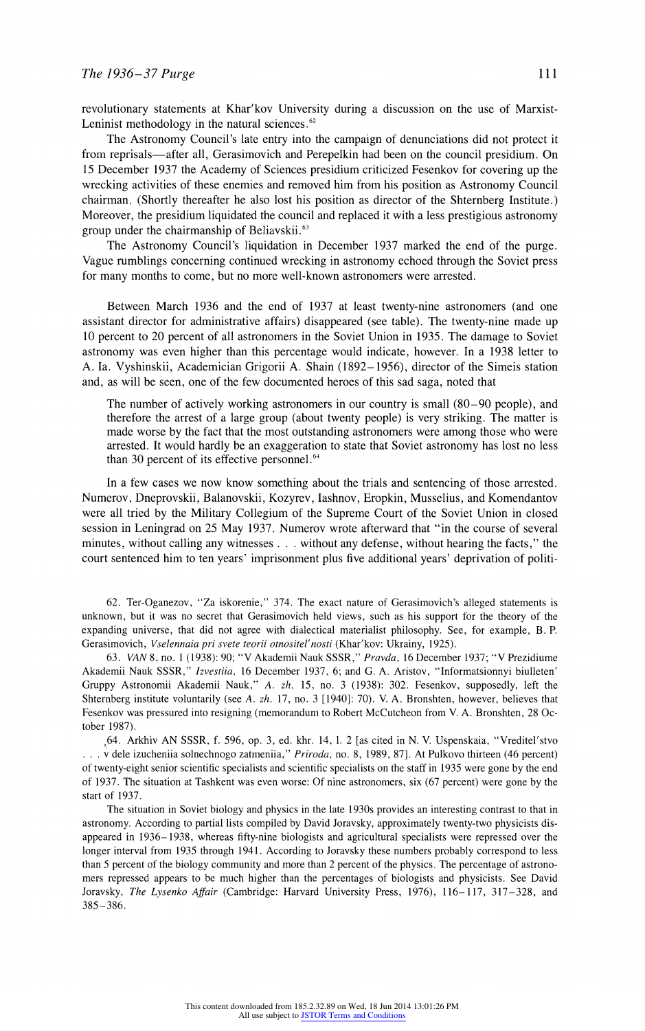revolutionary statements at Khar'kov University during a discussion on the use of Marxist-Leninist methodology in the natural sciences.[62]

The Astronomy Council's late entry into the campaign of denunciations did not protect it from reprisals—after all, Gerasimovich and Perepelkin had been on the council presidium. On 15 December 1937 the Academy of Sciences presidium criticized Fesenkov for covering up the wrecking activities of these enemies and removed him from his position as Astronomy Council chairman. (Shortly thereafter he also lost his position as director of the Shternberg Institute.) Moreover, the presidium liquidated the council and replaced it with a less prestigious astronomy group under the chairmanship of Beliavskii.[63]

The Astronomy Council's liquidation in December 1937 marked the end of the purge. Vague rumblings concerning continued wrecking in astronomy echoed through the Soviet press for many months to come, but no more well-known astronomers were arrested.

Between March 1936 and the end of 1937 at least twenty-nine astronomers (and one assistant director for administrative affairs) disappeared (see table). The twenty-nine made up 10 percent to 20 percent of all astronomers in the Soviet Union in 1935. The damage to Soviet astronomy was even higher than this percentage would indicate, however. In a 1938 letter to A. Ia. Vyshinskii, Academician Grigorii A. Shain (1892–1956), director of the Simeis station and, as will be seen, one of the few documented heroes of this sad saga, noted that

> The number of actively working astronomers in our country is small (80–90 people), and therefore the arrest of a large group (about twenty people) is very striking. The matter is made worse by the fact that the most outstanding astronomers were among those who were arrested. It would hardly be an exaggeration to state that Soviet astronomy has lost no less than 30 percent of its effective personnel.[64]

In a few cases we now know something about the trials and sentencing of those arrested. Numerov, Dneprovskii, Balanovskii, Kozyrev, Iashnov, Eropkin, Musselius, and Komendantov were all tried by the Military Collegium of the Supreme Court of the Soviet Union in closed session in Leningrad on 25 May 1937. Numerov wrote afterward that "in the course of several minutes, without calling any witnesses . . . without any defense, without hearing the facts," the court sentenced him to ten years' imprisonment plus five additional years' deprivation of politi-

---

62. Ter-Oganezov, "Za iskorenie," 374. The exact nature of Gerasimovich's alleged statements is unknown, but it was no secret that Gerasimovich held views, such as his support for the theory of the expanding universe, that did not agree with dialectical materialist philosophy. See, for example, B. P. Gerasimovich, *Vselennaia pri svete teorii otnositel'nosti* (Khar'kov: Ukrainy, 1925).

63. *VAN* 8, no. 1 (1938): 90; "V Akademii Nauk SSSR," *Pravda*, 16 December 1937; "V Prezidiume Akademii Nauk SSSR," *Izvestiia*, 16 December 1937, 6; and G. A. Aristov, "Informatsionnyi biulleten' Gruppy Astronomii Akademii Nauk," *A. zh.* 15, no. 3 (1938): 302. Fesenkov, supposedly, left the Shternberg institute voluntarily (see *A. zh.* 17, no. 3 [1940]: 70). V. A. Bronshten, however, believes that Fesenkov was pressured into resigning (memorandum to Robert McCutcheon from V. A. Bronshten, 28 October 1987).

64. Arkhiv AN SSSR, f. 596, op. 3, ed. khr. 14, l. 2 [as cited in N. V. Uspenskaia, "Vreditel'stvo . . . v dele izucheniia solnechnogo zatmeniia," *Priroda*, no. 8, 1989, 87]. At Pulkovo thirteen (46 percent) of twenty-eight senior scientific specialists and scientific specialists on the staff in 1935 were gone by the end of 1937. The situation at Tashkent was even worse: Of nine astronomers, six (67 percent) were gone by the start of 1937.

The situation in Soviet biology and physics in the late 1930s provides an interesting contrast to that in astronomy. According to partial lists compiled by David Joravsky, approximately twenty-two physicists disappeared in 1936–1938, whereas fifty-nine biologists and agricultural specialists were repressed over the longer interval from 1935 through 1941. According to Joravsky these numbers probably correspond to less than 5 percent of the biology community and more than 2 percent of the physics. The percentage of astronomers repressed appears to be much higher than the percentages of biologists and physicists. See David Joravsky, *The Lysenko Affair* (Cambridge: Harvard University Press, 1976), 116–117, 317–328, and 385–386.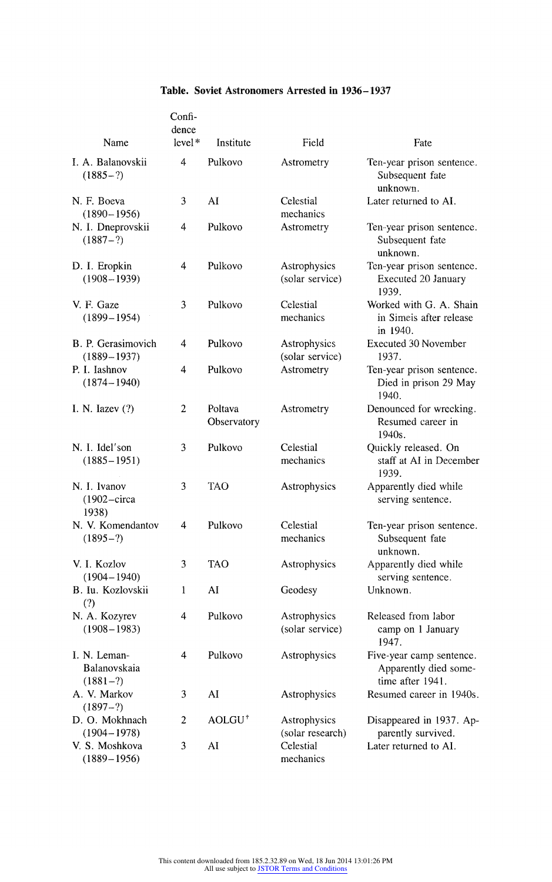**Table. Soviet Astronomers Arrested in 1936–1937**

| Name | Confidence level* | Institute | Field | Fate |
|---|---|---|---|---|
| I. A. Balanovskii (1885–?) | 4 | Pulkovo | Astrometry | Ten-year prison sentence. Subsequent fate unknown. |
| N. F. Boeva (1890–1956) | 3 | AI | Celestial mechanics | Later returned to AI. |
| N. I. Dneprovskii (1887–?) | 4 | Pulkovo | Astrometry | Ten-year prison sentence. Subsequent fate unknown. |
| D. I. Eropkin (1908–1939) | 4 | Pulkovo | Astrophysics (solar service) | Ten-year prison sentence. Executed 20 January 1939. |
| V. F. Gaze (1899–1954) | 3 | Pulkovo | Celestial mechanics | Worked with G. A. Shain in Simeis after release in 1940. |
| B. P. Gerasimovich (1889–1937) | 4 | Pulkovo | Astrophysics (solar service) | Executed 30 November 1937. |
| P. I. Iashnov (1874–1940) | 4 | Pulkovo | Astrometry | Ten-year prison sentence. Died in prison 29 May 1940. |
| I. N. Iazev (?) | 2 | Poltava Observatory | Astrometry | Denounced for wrecking. Resumed career in 1940s. |
| N. I. Idel'son (1885–1951) | 3 | Pulkovo | Celestial mechanics | Quickly released. On staff at AI in December 1939. |
| N. I. Ivanov (1902–circa 1938) | 3 | TAO | Astrophysics | Apparently died while serving sentence. |
| N. V. Komendantov (1895–?) | 4 | Pulkovo | Celestial mechanics | Ten-year prison sentence. Subsequent fate unknown. |
| V. I. Kozlov (1904–1940) | 3 | TAO | Astrophysics | Apparently died while serving sentence. |
| B. Iu. Kozlovskii (?) | 1 | AI | Geodesy | Unknown. |
| N. A. Kozyrev (1908–1983) | 4 | Pulkovo | Astrophysics (solar service) | Released from labor camp on 1 January 1947. |
| I. N. Leman-Balanovskaia (1881–?) | 4 | Pulkovo | Astrophysics | Five-year camp sentence. Apparently died sometime after 1941. |
| A. V. Markov (1897–?) | 3 | AI | Astrophysics | Resumed career in 1940s. |
| D. O. Mokhnach (1904–1978) | 2 | AOLGU[†] | Astrophysics (solar research) | Disappeared in 1937. Apparently survived. |
| V. S. Moshkova (1889–1956) | 3 | AI | Celestial mechanics | Later returned to AI. |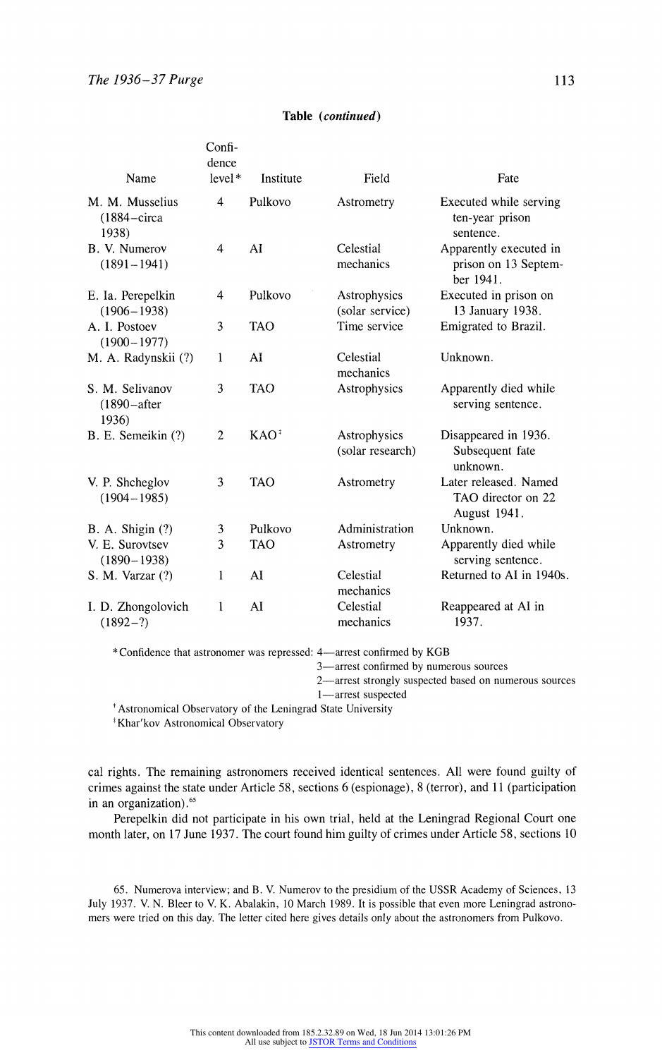**Table (*continued*)**

| Name | Confi-dence level* | Institute | Field | Fate |
|---|---|---|---|---|
| M. M. Musselius (1884–circa 1938) | 4 | Pulkovo | Astrometry | Executed while serving ten-year prison sentence. |
| B. V. Numerov (1891–1941) | 4 | AI | Celestial mechanics | Apparently executed in prison on 13 September 1941. |
| E. Ia. Perepelkin (1906–1938) | 4 | Pulkovo | Astrophysics (solar service) | Executed in prison on 13 January 1938. |
| A. I. Postoev (1900–1977) | 3 | TAO | Time service | Emigrated to Brazil. |
| M. A. Radynskii (?) | 1 | AI | Celestial mechanics | Unknown. |
| S. M. Selivanov (1890–after 1936) | 3 | TAO | Astrophysics | Apparently died while serving sentence. |
| B. E. Semeikin (?) | 2 | KAO‡ | Astrophysics (solar research) | Disappeared in 1936. Subsequent fate unknown. |
| V. P. Shcheglov (1904–1985) | 3 | TAO | Astrometry | Later released. Named TAO director on 22 August 1941. |
| B. A. Shigin (?) | 3 | Pulkovo | Administration | Unknown. |
| V. E. Surovtsev (1890–1938) | 3 | TAO | Astrometry | Apparently died while serving sentence. |
| S. M. Varzar (?) | 1 | AI | Celestial mechanics | Returned to AI in 1940s. |
| I. D. Zhongolovich (1892–?) | 1 | AI | Celestial mechanics | Reappeared at AI in 1937. |

*Confidence that astronomer was repressed: 4—arrest confirmed by KGB
3—arrest confirmed by numerous sources
2—arrest strongly suspected based on numerous sources
1—arrest suspected

†Astronomical Observatory of the Leningrad State University

‡Khar'kov Astronomical Observatory

cal rights. The remaining astronomers received identical sentences. All were found guilty of crimes against the state under Article 58, sections 6 (espionage), 8 (terror), and 11 (participation in an organization).[65]

Perepelkin did not participate in his own trial, held at the Leningrad Regional Court one month later, on 17 June 1937. The court found him guilty of crimes under Article 58, sections 10

65. Numerova interview; and B. V. Numerov to the presidium of the USSR Academy of Sciences, 13 July 1937. V. N. Bleer to V. K. Abalakin, 10 March 1989. It is possible that even more Leningrad astronomers were tried on this day. The letter cited here gives details only about the astronomers from Pulkovo.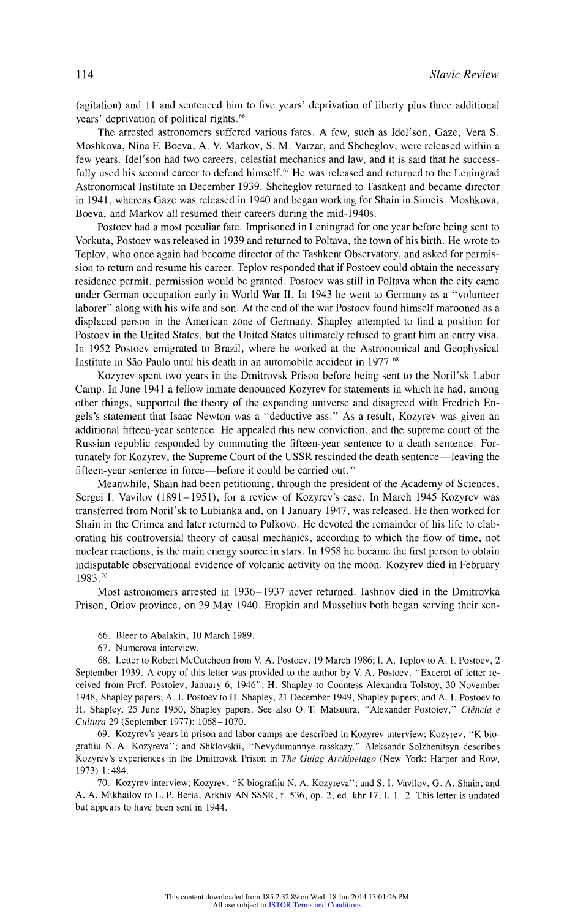(agitation) and 11 and sentenced him to five years' deprivation of liberty plus three additional years' deprivation of political rights.[66]

The arrested astronomers suffered various fates. A few, such as Idel'son, Gaze, Vera S. Moshkova, Nina F. Boeva, A. V. Markov, S. M. Varzar, and Shcheglov, were released within a few years. Idel'son had two careers, celestial mechanics and law, and it is said that he successfully used his second career to defend himself.[67] He was released and returned to the Leningrad Astronomical Institute in December 1939. Shcheglov returned to Tashkent and became director in 1941, whereas Gaze was released in 1940 and began working for Shain in Simeis. Moshkova, Boeva, and Markov all resumed their careers during the mid-1940s.

Postoev had a most peculiar fate. Imprisoned in Leningrad for one year before being sent to Vorkuta, Postoev was released in 1939 and returned to Poltava, the town of his birth. He wrote to Teplov, who once again had become director of the Tashkent Observatory, and asked for permission to return and resume his career. Teplov responded that if Postoev could obtain the necessary residence permit, permission would be granted. Postoev was still in Poltava when the city came under German occupation early in World War II. In 1943 he went to Germany as a "volunteer laborer" along with his wife and son. At the end of the war Postoev found himself marooned as a displaced person in the American zone of Germany. Shapley attempted to find a position for Postoev in the United States, but the United States ultimately refused to grant him an entry visa. In 1952 Postoev emigrated to Brazil, where he worked at the Astronomical and Geophysical Institute in São Paulo until his death in an automobile accident in 1977.[68]

Kozyrev spent two years in the Dmitrovsk Prison before being sent to the Noril'sk Labor Camp. In June 1941 a fellow inmate denounced Kozyrev for statements in which he had, among other things, supported the theory of the expanding universe and disagreed with Fredrich Engels's statement that Isaac Newton was a "deductive ass." As a result, Kozyrev was given an additional fifteen-year sentence. He appealed this new conviction, and the supreme court of the Russian republic responded by commuting the fifteen-year sentence to a death sentence. Fortunately for Kozyrev, the Supreme Court of the USSR rescinded the death sentence—leaving the fifteen-year sentence in force—before it could be carried out.[69]

Meanwhile, Shain had been petitioning, through the president of the Academy of Sciences, Sergei I. Vavilov (1891–1951), for a review of Kozyrev's case. In March 1945 Kozyrev was transferred from Noril'sk to Lubianka and, on 1 January 1947, was released. He then worked for Shain in the Crimea and later returned to Pulkovo. He devoted the remainder of his life to elaborating his controversial theory of causal mechanics, according to which the flow of time, not nuclear reactions, is the main energy source in stars. In 1958 he became the first person to obtain indisputable observational evidence of volcanic activity on the moon. Kozyrev died in February 1983.[70]

Most astronomers arrested in 1936–1937 never returned. Iashnov died in the Dmitrovka Prison, Orlov province, on 29 May 1940. Eropkin and Musselius both began serving their sen-

66. Bleer to Abalakin, 10 March 1989.

67. Numerova interview.

68. Letter to Robert McCutcheon from V. A. Postoev, 19 March 1986; I. A. Teplov to A. I. Postoev, 2 September 1939. A copy of this letter was provided to the author by V. A. Postoev. "Excerpt of letter received from Prof. Postoiev, January 6, 1946"; H. Shapley to Countess Alexandra Tolstoy, 30 November 1948, Shapley papers; A. I. Postoev to H. Shapley, 21 December 1949, Shapley papers; and A. I. Postoev to H. Shapley, 25 June 1950, Shapley papers. See also O. T. Matsuura, "Alexander Postoiev," *Ciência e Cultura* 29 (September 1977): 1068–1070.

69. Kozyrev's years in prison and labor camps are described in Kozyrev interview; Kozyrev, "K biografiiu N. A. Kozyreva"; and Shklovskii, "Nevydumannye rasskazy." Aleksandr Solzhenitsyn describes Kozyrev's experiences in the Dmitrovsk Prison in *The Gulag Archipelago* (New York: Harper and Row, 1973) 1:484.

70. Kozyrev interview; Kozyrev, "K biografiiu N. A. Kozyreva"; and S. I. Vavilov, G. A. Shain, and A. A. Mikhailov to L. P. Beria, Arkhiv AN SSSR, f. 536, op. 2, ed. khr 17, l. 1–2. This letter is undated but appears to have been sent in 1944.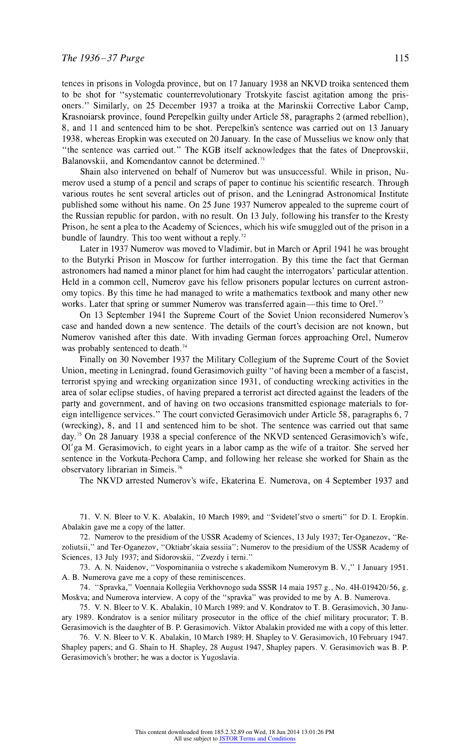tences in prisons in Vologda province, but on 17 January 1938 an NKVD troika sentenced them to be shot for "systematic counterrevolutionary Trotskyite fascist agitation among the prisoners." Similarly, on 25 December 1937 a troika at the Marinskii Corrective Labor Camp, Krasnoiarsk province, found Perepelkin guilty under Article 58, paragraphs 2 (armed rebellion), 8, and 11 and sentenced him to be shot. Perepelkin's sentence was carried out on 13 January 1938, whereas Eropkin was executed on 20 January. In the case of Musselius we know only that "the sentence was carried out." The KGB itself acknowledges that the fates of Dneprovskii, Balanovskii, and Komendantov cannot be determined.[71]

Shain also intervened on behalf of Numerov but was unsuccessful. While in prison, Numerov used a stump of a pencil and scraps of paper to continue his scientific research. Through various routes he sent several articles out of prison, and the Leningrad Astronomical Institute published some without his name. On 25 June 1937 Numerov appealed to the supreme court of the Russian republic for pardon, with no result. On 13 July, following his transfer to the Kresty Prison, he sent a plea to the Academy of Sciences, which his wife smuggled out of the prison in a bundle of laundry. This too went without a reply.[72]

Later in 1937 Numerov was moved to Vladimir, but in March or April 1941 he was brought to the Butyrki Prison in Moscow for further interrogation. By this time the fact that German astronomers had named a minor planet for him had caught the interrogators' particular attention. Held in a common cell, Numerov gave his fellow prisoners popular lectures on current astronomy topics. By this time he had managed to write a mathematics textbook and many other new works. Later that spring or summer Numerov was transferred again—this time to Orel.[73]

On 13 September 1941 the Supreme Court of the Soviet Union reconsidered Numerov's case and handed down a new sentence. The details of the court's decision are not known, but Numerov vanished after this date. With invading German forces approaching Orel, Numerov was probably sentenced to death.[74]

Finally on 30 November 1937 the Military Collegium of the Supreme Court of the Soviet Union, meeting in Leningrad, found Gerasimovich guilty "of having been a member of a fascist, terrorist spying and wrecking organization since 1931, of conducting wrecking activities in the area of solar eclipse studies, of having prepared a terrorist act directed against the leaders of the party and government, and of having on two occasions transmitted espionage materials to foreign intelligence services." The court convicted Gerasimovich under Article 58, paragraphs 6, 7 (wrecking), 8, and 11 and sentenced him to be shot. The sentence was carried out that same day.[75] On 28 January 1938 a special conference of the NKVD sentenced Gerasimovich's wife, Ol'ga M. Gerasimovich, to eight years in a labor camp as the wife of a traitor. She served her sentence in the Vorkuta-Pechora Camp, and following her release she worked for Shain as the observatory librarian in Simeis.[76]

The NKVD arrested Numerov's wife, Ekaterina E. Numerova, on 4 September 1937 and

---

71. V. N. Bleer to V. K. Abalakin, 10 March 1989; and "Svidetel'stvo o smerti" for D. I. Eropkin. Abalakin gave me a copy of the latter.

72. Numerov to the presidium of the USSR Academy of Sciences, 13 July 1937; Ter-Oganezov, "Rezoliutsii," and Ter-Oganezov, "Oktiabr'skaia sessiia"; Numerov to the presidium of the USSR Academy of Sciences, 13 July 1937; and Sidorovskii, "Zvezdy i terni."

73. A. N. Naidenov, "Vospominaniia o vstreche s akademikom Numerovym B. V.," 1 January 1951. A. B. Numerova gave me a copy of these reminiscences.

74. "Spravka," Voennaia Kollegiia Verkhovnogo suda SSSR 14 maia 1957 g., No. 4H-019420/56, g. Moskva; and Numerova interview. A copy of the "spravka" was provided to me by A. B. Numerova.

75. V. N. Bleer to V. K. Abalakin, 10 March 1989; and V. Kondratov to T. B. Gerasimovich, 30 January 1989. Kondratov is a senior military prosecutor in the office of the chief military procurator; T. B. Gerasimovich is the daughter of B. P. Gerasimovich. Viktor Abalakin provided me with a copy of this letter.

76. V. N. Bleer to V. K. Abalakin, 10 March 1989; H. Shapley to V. Gerasimovich, 10 February 1947. Shapley papers; and G. Shain to H. Shapley, 28 August 1947, Shapley papers. V. Gerasimovich was B. P. Gerasimovich's brother; he was a doctor is Yugoslavia.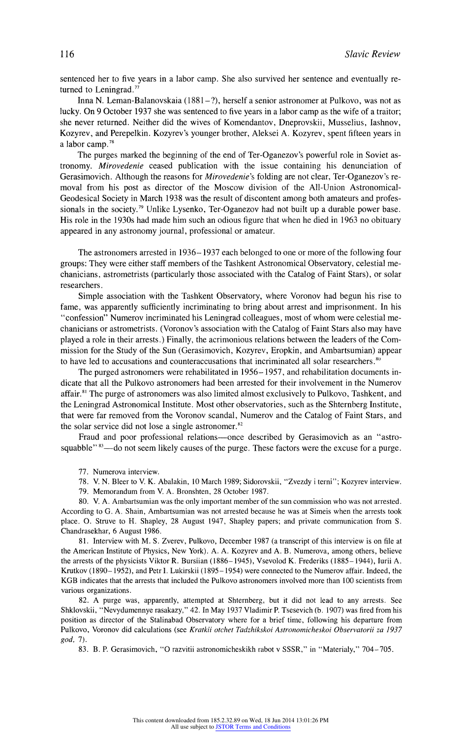sentenced her to five years in a labor camp. She also survived her sentence and eventually returned to Leningrad.[77]

Inna N. Leman-Balanovskaia (1881–?), herself a senior astronomer at Pulkovo, was not as lucky. On 9 October 1937 she was sentenced to five years in a labor camp as the wife of a traitor; she never returned. Neither did the wives of Komendantov, Dneprovskii, Musselius, Iashnov, Kozyrev, and Perepelkin. Kozyrev's younger brother, Aleksei A. Kozyrev, spent fifteen years in a labor camp.[78]

The purges marked the beginning of the end of Ter-Oganezov's powerful role in Soviet astronomy. *Mirovedenie* ceased publication with the issue containing his denunciation of Gerasimovich. Although the reasons for *Mirovedenie*'s folding are not clear, Ter-Oganezov's removal from his post as director of the Moscow division of the All-Union Astronomical-Geodesical Society in March 1938 was the result of discontent among both amateurs and professionals in the society.[79] Unlike Lysenko, Ter-Oganezov had not built up a durable power base. His role in the 1930s had made him such an odious figure that when he died in 1963 no obituary appeared in any astronomy journal, professional or amateur.

The astronomers arrested in 1936–1937 each belonged to one or more of the following four groups: They were either staff members of the Tashkent Astronomical Observatory, celestial mechanicians, astrometrists (particularly those associated with the Catalog of Faint Stars), or solar researchers.

Simple association with the Tashkent Observatory, where Voronov had begun his rise to fame, was apparently sufficiently incriminating to bring about arrest and imprisonment. In his "confession" Numerov incriminated his Leningrad colleagues, most of whom were celestial mechanicians or astrometrists. (Voronov's association with the Catalog of Faint Stars also may have played a role in their arrests.) Finally, the acrimonious relations between the leaders of the Commission for the Study of the Sun (Gerasimovich, Kozyrev, Eropkin, and Ambartsumian) appear to have led to accusations and counteraccusations that incriminated all solar researchers.[80]

The purged astronomers were rehabilitated in 1956–1957, and rehabilitation documents indicate that all the Pulkovo astronomers had been arrested for their involvement in the Numerov affair.[81] The purge of astronomers was also limited almost exclusively to Pulkovo, Tashkent, and the Leningrad Astronomical Institute. Most other observatories, such as the Shternberg Institute, that were far removed from the Voronov scandal, Numerov and the Catalog of Faint Stars, and the solar service did not lose a single astronomer.[82]

Fraud and poor professional relations—once described by Gerasimovich as an "astro-squabble"[83]—do not seem likely causes of the purge. These factors were the excuse for a purge.

77. Numerova interview.

78. V. N. Bleer to V. K. Abalakin, 10 March 1989; Sidorovskii, "Zvezdy i terni"; Kozyrev interview.

79. Memorandum from V. A. Bronshten, 28 October 1987.

80. V. A. Ambartsumian was the only important member of the sun commission who was not arrested. According to G. A. Shain, Ambartsumian was not arrested because he was at Simeis when the arrests took place. O. Struve to H. Shapley, 28 August 1947, Shapley papers; and private communication from S. Chandrasekhar, 6 August 1986.

81. Interview with M. S. Zverev, Pulkovo, December 1987 (a transcript of this interview is on file at the American Institute of Physics, New York). A. A. Kozyrev and A. B. Numerova, among others, believe the arrests of the physicists Viktor R. Bursiian (1886–1945), Vsevolod K. Frederiks (1885–1944), Iurii A. Krutkov (1890–1952), and Petr I. Lukirskii (1895–1954) were connected to the Numerov affair. Indeed, the KGB indicates that the arrests that included the Pulkovo astronomers involved more than 100 scientists from various organizations.

82. A purge was, apparently, attempted at Shternberg, but it did not lead to any arrests. See Shklovskii, "Nevydumennye rasakazy," 42. In May 1937 Vladimir P. Tsesevich (b. 1907) was fired from his position as director of the Stalinabad Observatory where for a brief time, following his departure from Pulkovo, Voronov did calculations (see *Kratkii otchet Tadzhikskoi Astronomicheskoi Observatorii za 1937 god*, 7).

83. B. P. Gerasimovich, "O razvitii astronomicheskikh rabot v SSSR," in "Materialy," 704–705.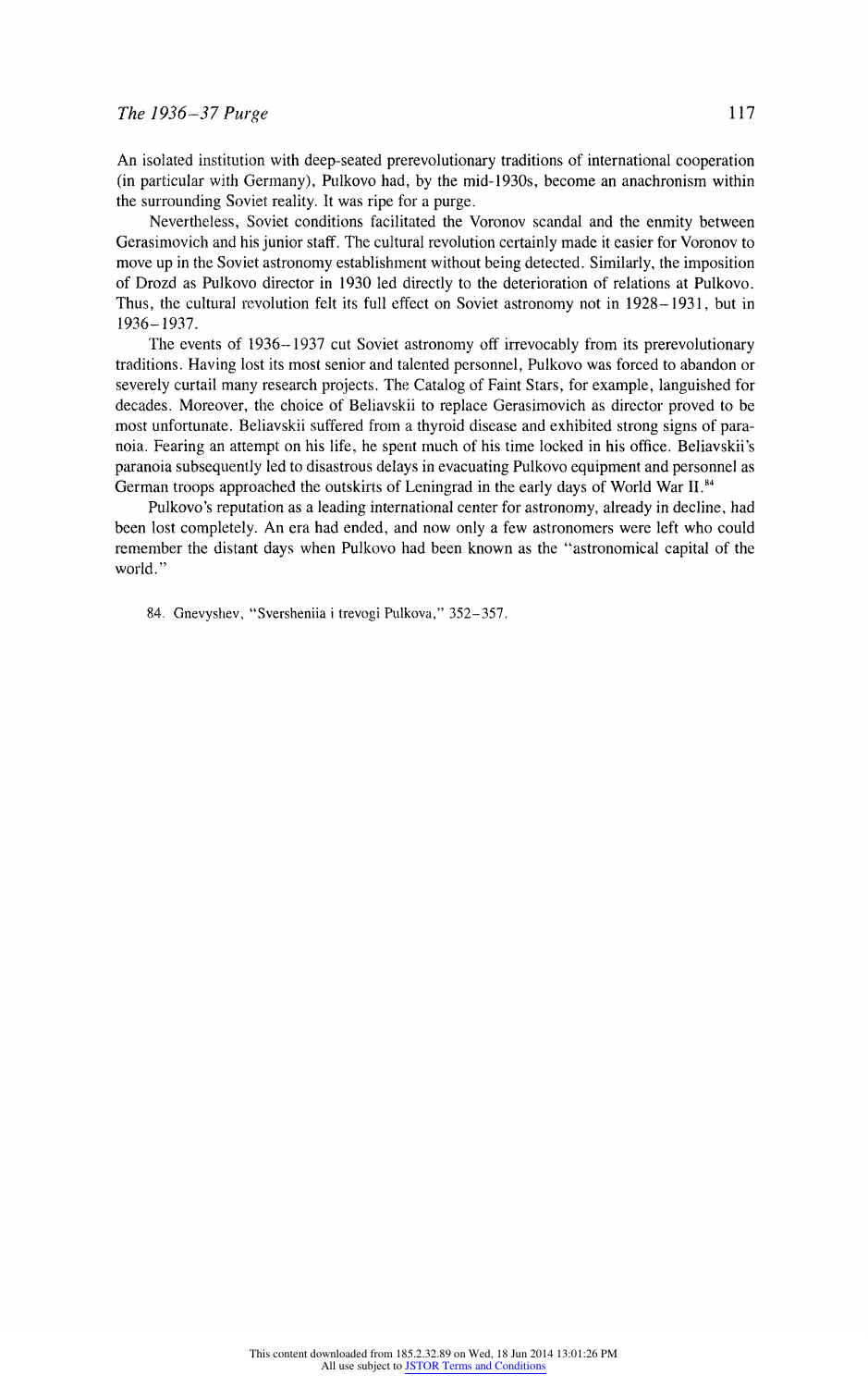An isolated institution with deep-seated prerevolutionary traditions of international cooperation (in particular with Germany), Pulkovo had, by the mid-1930s, become an anachronism within the surrounding Soviet reality. It was ripe for a purge.

Nevertheless, Soviet conditions facilitated the Voronov scandal and the enmity between Gerasimovich and his junior staff. The cultural revolution certainly made it easier for Voronov to move up in the Soviet astronomy establishment without being detected. Similarly, the imposition of Drozd as Pulkovo director in 1930 led directly to the deterioration of relations at Pulkovo. Thus, the cultural revolution felt its full effect on Soviet astronomy not in 1928–1931, but in 1936–1937.

The events of 1936–1937 cut Soviet astronomy off irrevocably from its prerevolutionary traditions. Having lost its most senior and talented personnel, Pulkovo was forced to abandon or severely curtail many research projects. The Catalog of Faint Stars, for example, languished for decades. Moreover, the choice of Beliavskii to replace Gerasimovich as director proved to be most unfortunate. Beliavskii suffered from a thyroid disease and exhibited strong signs of paranoia. Fearing an attempt on his life, he spent much of his time locked in his office. Beliavskii's paranoia subsequently led to disastrous delays in evacuating Pulkovo equipment and personnel as German troops approached the outskirts of Leningrad in the early days of World War II.[84]

Pulkovo's reputation as a leading international center for astronomy, already in decline, had been lost completely. An era had ended, and now only a few astronomers were left who could remember the distant days when Pulkovo had been known as the "astronomical capital of the world."

84. Gnevyshev, "Sversheniia i trevogi Pulkova," 352–357.